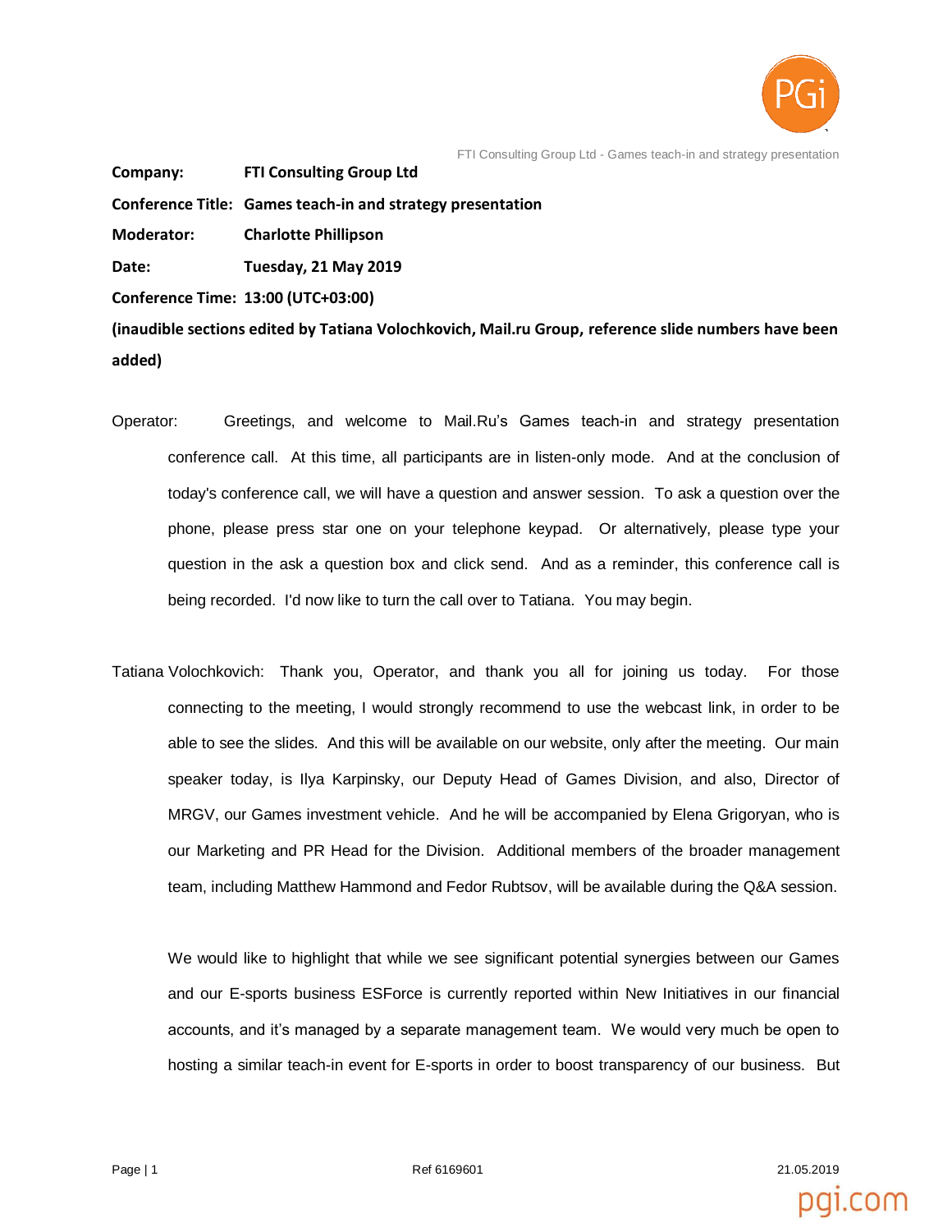**Company:** FTI Consulting Group Ltd

**Conference Title:** Games teach-in and strategy presentation

**Moderator:** Charlotte Phillipson

**Date:** Tuesday, 21 May 2019

**Conference Time:** 13:00 (UTC+03:00)

**(inaudible sections edited by Tatiana Volochkovich, Mail.ru Group, reference slide numbers have been added)**

Operator: Greetings, and welcome to Mail.Ru's Games teach-in and strategy presentation conference call. At this time, all participants are in listen-only mode. And at the conclusion of today's conference call, we will have a question and answer session. To ask a question over the phone, please press star one on your telephone keypad. Or alternatively, please type your question in the ask a question box and click send. And as a reminder, this conference call is being recorded. I'd now like to turn the call over to Tatiana. You may begin.

Tatiana Volochkovich: Thank you, Operator, and thank you all for joining us today. For those connecting to the meeting, I would strongly recommend to use the webcast link, in order to be able to see the slides. And this will be available on our website, only after the meeting. Our main speaker today, is Ilya Karpinsky, our Deputy Head of Games Division, and also, Director of MRGV, our Games investment vehicle. And he will be accompanied by Elena Grigoryan, who is our Marketing and PR Head for the Division. Additional members of the broader management team, including Matthew Hammond and Fedor Rubtsov, will be available during the Q&A session.

We would like to highlight that while we see significant potential synergies between our Games and our E-sports business ESForce is currently reported within New Initiatives in our financial accounts, and it's managed by a separate management team. We would very much be open to hosting a similar teach-in event for E-sports in order to boost transparency of our business. But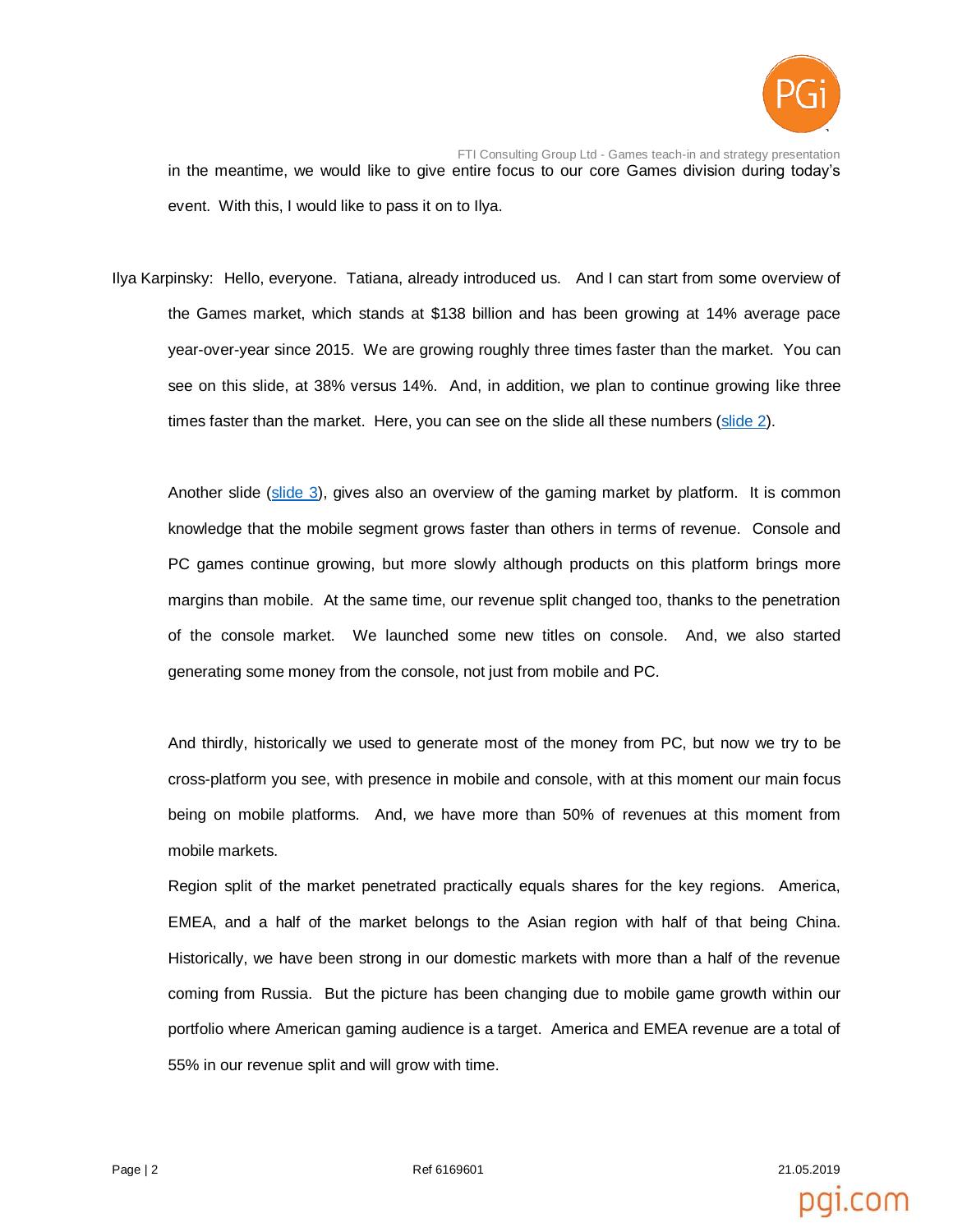in the meantime, we would like to give entire focus to our core Games division during today's event. With this, I would like to pass it on to Ilya.

Ilya Karpinsky: Hello, everyone. Tatiana, already introduced us. And I can start from some overview of the Games market, which stands at $138 billion and has been growing at 14% average pace year-over-year since 2015. We are growing roughly three times faster than the market. You can see on this slide, at 38% versus 14%. And, in addition, we plan to continue growing like three times faster than the market. Here, you can see on the slide all these numbers (slide 2).

Another slide (slide 3), gives also an overview of the gaming market by platform. It is common knowledge that the mobile segment grows faster than others in terms of revenue. Console and PC games continue growing, but more slowly although products on this platform brings more margins than mobile. At the same time, our revenue split changed too, thanks to the penetration of the console market. We launched some new titles on console. And, we also started generating some money from the console, not just from mobile and PC.

And thirdly, historically we used to generate most of the money from PC, but now we try to be cross-platform you see, with presence in mobile and console, with at this moment our main focus being on mobile platforms. And, we have more than 50% of revenues at this moment from mobile markets.

Region split of the market penetrated practically equals shares for the key regions. America, EMEA, and a half of the market belongs to the Asian region with half of that being China. Historically, we have been strong in our domestic markets with more than a half of the revenue coming from Russia. But the picture has been changing due to mobile game growth within our portfolio where American gaming audience is a target. America and EMEA revenue are a total of 55% in our revenue split and will grow with time.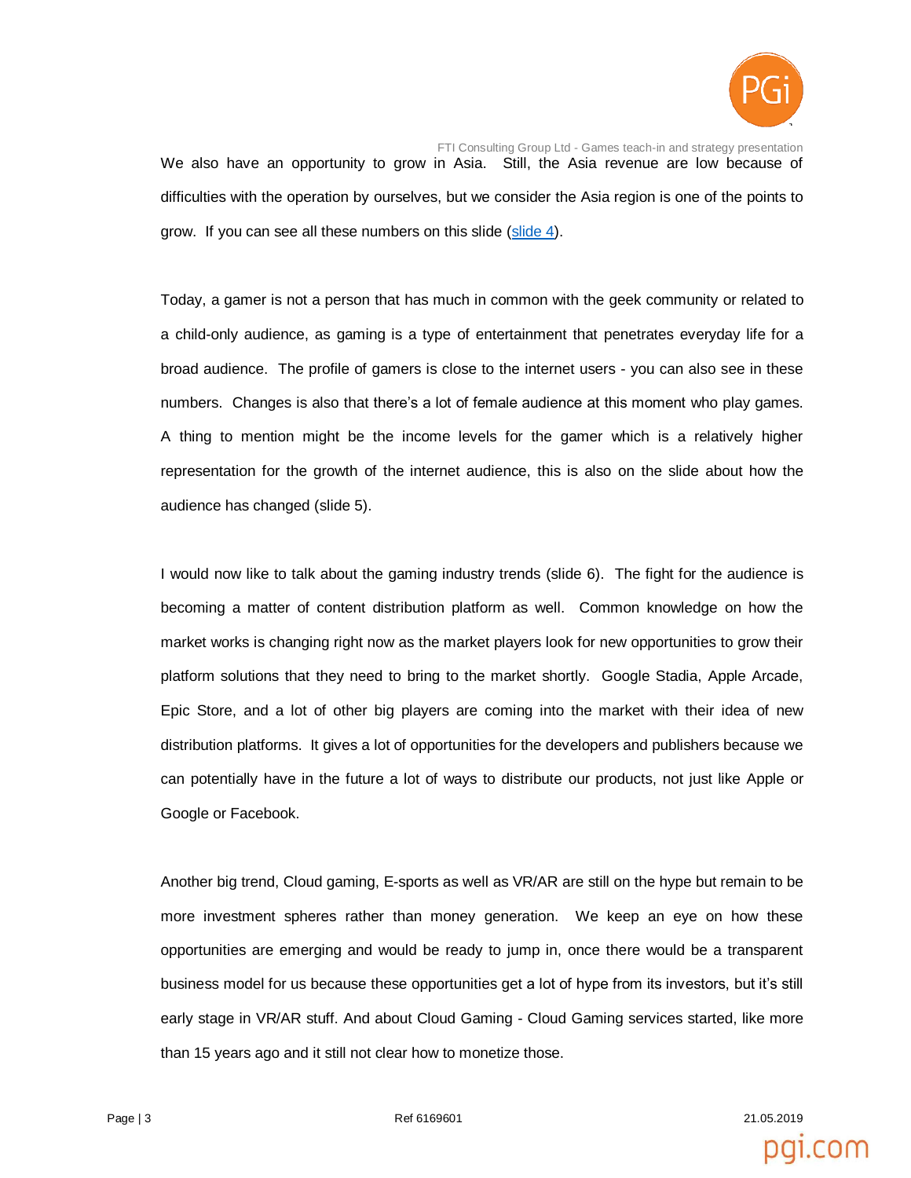We also have an opportunity to grow in Asia. Still, the Asia revenue are low because of difficulties with the operation by ourselves, but we consider the Asia region is one of the points to grow. If you can see all these numbers on this slide (slide 4).

Today, a gamer is not a person that has much in common with the geek community or related to a child-only audience, as gaming is a type of entertainment that penetrates everyday life for a broad audience. The profile of gamers is close to the internet users - you can also see in these numbers. Changes is also that there's a lot of female audience at this moment who play games. A thing to mention might be the income levels for the gamer which is a relatively higher representation for the growth of the internet audience, this is also on the slide about how the audience has changed (slide 5).

I would now like to talk about the gaming industry trends (slide 6). The fight for the audience is becoming a matter of content distribution platform as well. Common knowledge on how the market works is changing right now as the market players look for new opportunities to grow their platform solutions that they need to bring to the market shortly. Google Stadia, Apple Arcade, Epic Store, and a lot of other big players are coming into the market with their idea of new distribution platforms. It gives a lot of opportunities for the developers and publishers because we can potentially have in the future a lot of ways to distribute our products, not just like Apple or Google or Facebook.

Another big trend, Cloud gaming, E-sports as well as VR/AR are still on the hype but remain to be more investment spheres rather than money generation. We keep an eye on how these opportunities are emerging and would be ready to jump in, once there would be a transparent business model for us because these opportunities get a lot of hype from its investors, but it's still early stage in VR/AR stuff. And about Cloud Gaming - Cloud Gaming services started, like more than 15 years ago and it still not clear how to monetize those.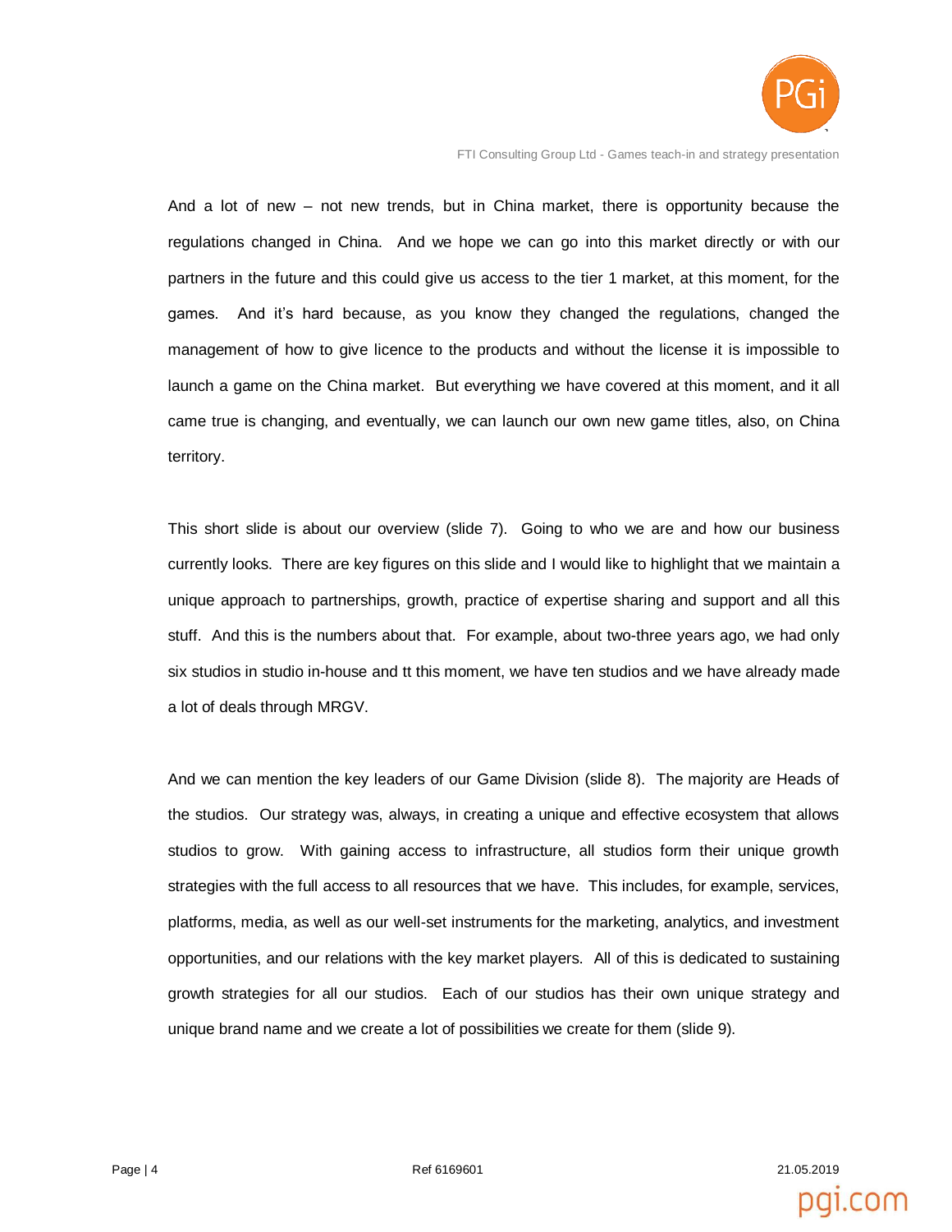And a lot of new – not new trends, but in China market, there is opportunity because the regulations changed in China. And we hope we can go into this market directly or with our partners in the future and this could give us access to the tier 1 market, at this moment, for the games. And it's hard because, as you know they changed the regulations, changed the management of how to give licence to the products and without the license it is impossible to launch a game on the China market. But everything we have covered at this moment, and it all came true is changing, and eventually, we can launch our own new game titles, also, on China territory.

This short slide is about our overview (slide 7). Going to who we are and how our business currently looks. There are key figures on this slide and I would like to highlight that we maintain a unique approach to partnerships, growth, practice of expertise sharing and support and all this stuff. And this is the numbers about that. For example, about two-three years ago, we had only six studios in studio in-house and tt this moment, we have ten studios and we have already made a lot of deals through MRGV.

And we can mention the key leaders of our Game Division (slide 8). The majority are Heads of the studios. Our strategy was, always, in creating a unique and effective ecosystem that allows studios to grow. With gaining access to infrastructure, all studios form their unique growth strategies with the full access to all resources that we have. This includes, for example, services, platforms, media, as well as our well-set instruments for the marketing, analytics, and investment opportunities, and our relations with the key market players. All of this is dedicated to sustaining growth strategies for all our studios. Each of our studios has their own unique strategy and unique brand name and we create a lot of possibilities we create for them (slide 9).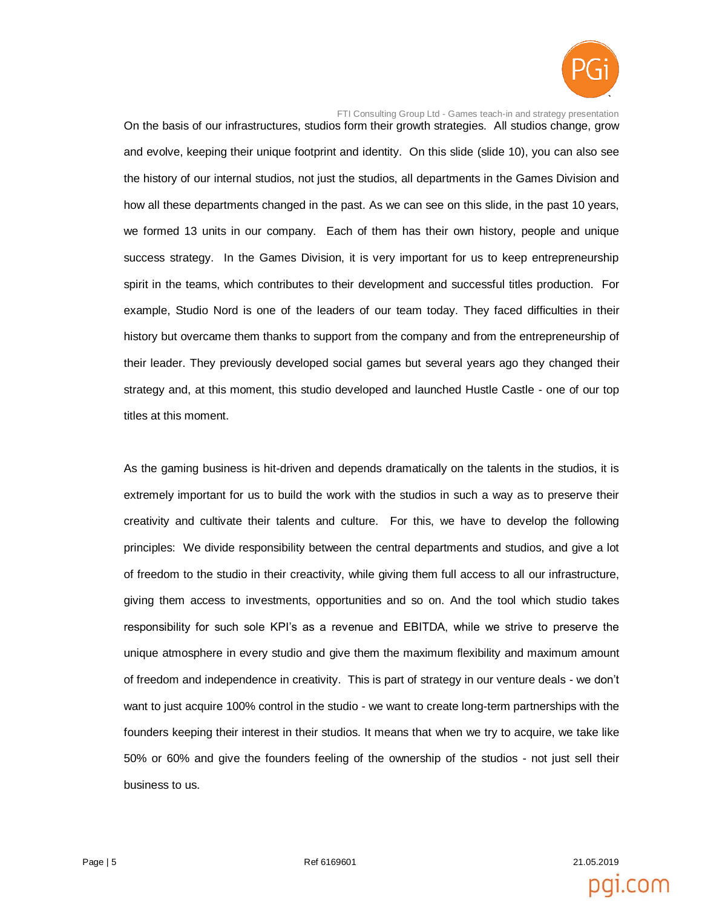On the basis of our infrastructures, studios form their growth strategies. All studios change, grow and evolve, keeping their unique footprint and identity. On this slide (slide 10), you can also see the history of our internal studios, not just the studios, all departments in the Games Division and how all these departments changed in the past. As we can see on this slide, in the past 10 years, we formed 13 units in our company. Each of them has their own history, people and unique success strategy. In the Games Division, it is very important for us to keep entrepreneurship spirit in the teams, which contributes to their development and successful titles production. For example, Studio Nord is one of the leaders of our team today. They faced difficulties in their history but overcame them thanks to support from the company and from the entrepreneurship of their leader. They previously developed social games but several years ago they changed their strategy and, at this moment, this studio developed and launched Hustle Castle - one of our top titles at this moment.

As the gaming business is hit-driven and depends dramatically on the talents in the studios, it is extremely important for us to build the work with the studios in such a way as to preserve their creativity and cultivate their talents and culture. For this, we have to develop the following principles: We divide responsibility between the central departments and studios, and give a lot of freedom to the studio in their creactivity, while giving them full access to all our infrastructure, giving them access to investments, opportunities and so on. And the tool which studio takes responsibility for such sole KPI's as a revenue and EBITDA, while we strive to preserve the unique atmosphere in every studio and give them the maximum flexibility and maximum amount of freedom and independence in creativity. This is part of strategy in our venture deals - we don't want to just acquire 100% control in the studio - we want to create long-term partnerships with the founders keeping their interest in their studios. It means that when we try to acquire, we take like 50% or 60% and give the founders feeling of the ownership of the studios - not just sell their business to us.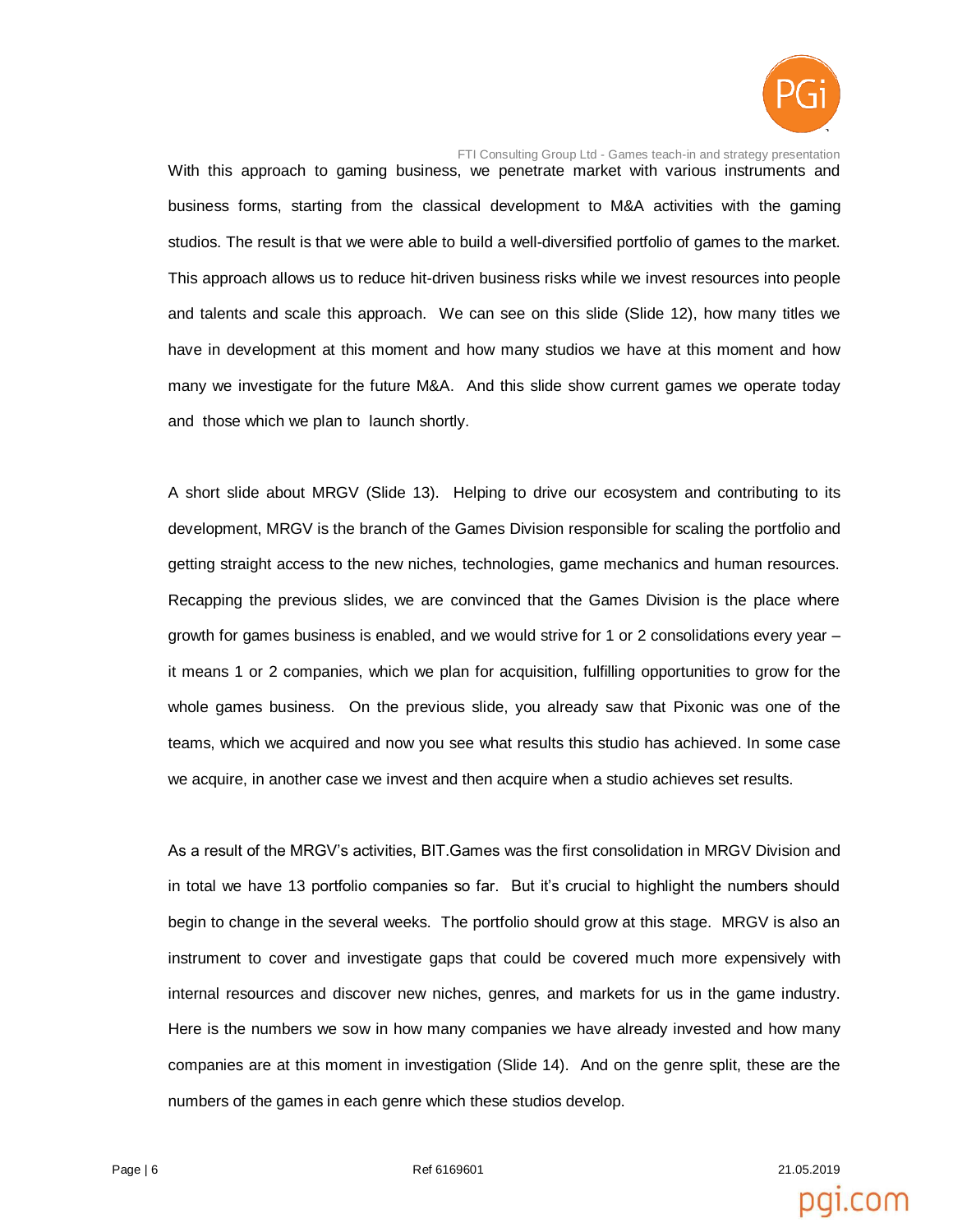With this approach to gaming business, we penetrate market with various instruments and business forms, starting from the classical development to M&A activities with the gaming studios. The result is that we were able to build a well-diversified portfolio of games to the market. This approach allows us to reduce hit-driven business risks while we invest resources into people and talents and scale this approach. We can see on this slide (Slide 12), how many titles we have in development at this moment and how many studios we have at this moment and how many we investigate for the future M&A. And this slide show current games we operate today and those which we plan to launch shortly.

A short slide about MRGV (Slide 13). Helping to drive our ecosystem and contributing to its development, MRGV is the branch of the Games Division responsible for scaling the portfolio and getting straight access to the new niches, technologies, game mechanics and human resources. Recapping the previous slides, we are convinced that the Games Division is the place where growth for games business is enabled, and we would strive for 1 or 2 consolidations every year – it means 1 or 2 companies, which we plan for acquisition, fulfilling opportunities to grow for the whole games business. On the previous slide, you already saw that Pixonic was one of the teams, which we acquired and now you see what results this studio has achieved. In some case we acquire, in another case we invest and then acquire when a studio achieves set results.

As a result of the MRGV's activities, BIT.Games was the first consolidation in MRGV Division and in total we have 13 portfolio companies so far. But it's crucial to highlight the numbers should begin to change in the several weeks. The portfolio should grow at this stage. MRGV is also an instrument to cover and investigate gaps that could be covered much more expensively with internal resources and discover new niches, genres, and markets for us in the game industry. Here is the numbers we sow in how many companies we have already invested and how many companies are at this moment in investigation (Slide 14). And on the genre split, these are the numbers of the games in each genre which these studios develop.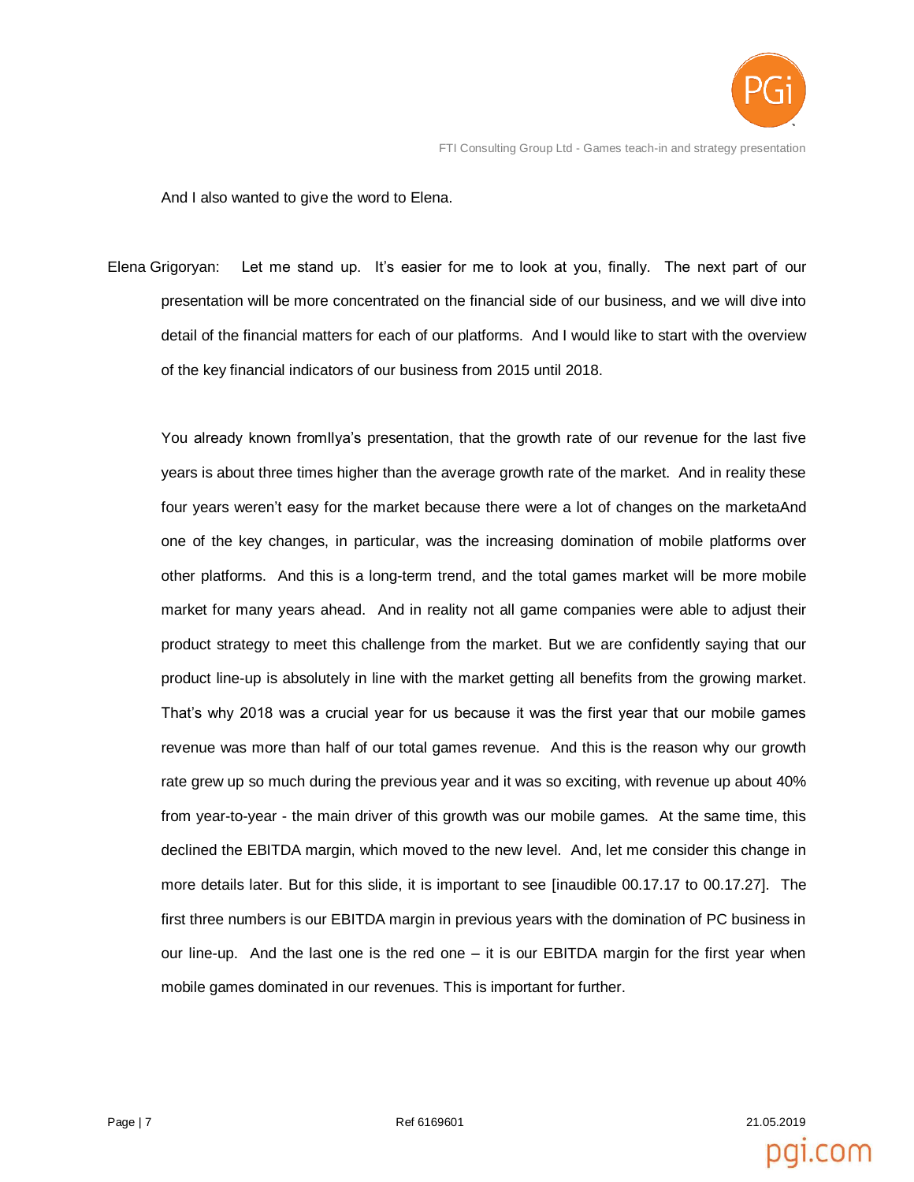And I also wanted to give the word to Elena.

Elena Grigoryan: Let me stand up. It's easier for me to look at you, finally. The next part of our presentation will be more concentrated on the financial side of our business, and we will dive into detail of the financial matters for each of our platforms. And I would like to start with the overview of the key financial indicators of our business from 2015 until 2018.

You already known fromIlya's presentation, that the growth rate of our revenue for the last five years is about three times higher than the average growth rate of the market. And in reality these four years weren't easy for the market because there were a lot of changes on the marketaAnd one of the key changes, in particular, was the increasing domination of mobile platforms over other platforms. And this is a long-term trend, and the total games market will be more mobile market for many years ahead. And in reality not all game companies were able to adjust their product strategy to meet this challenge from the market. But we are confidently saying that our product line-up is absolutely in line with the market getting all benefits from the growing market. That's why 2018 was a crucial year for us because it was the first year that our mobile games revenue was more than half of our total games revenue. And this is the reason why our growth rate grew up so much during the previous year and it was so exciting, with revenue up about 40% from year-to-year - the main driver of this growth was our mobile games. At the same time, this declined the EBITDA margin, which moved to the new level. And, let me consider this change in more details later. But for this slide, it is important to see [inaudible 00.17.17 to 00.17.27]. The first three numbers is our EBITDA margin in previous years with the domination of PC business in our line-up. And the last one is the red one – it is our EBITDA margin for the first year when mobile games dominated in our revenues. This is important for further.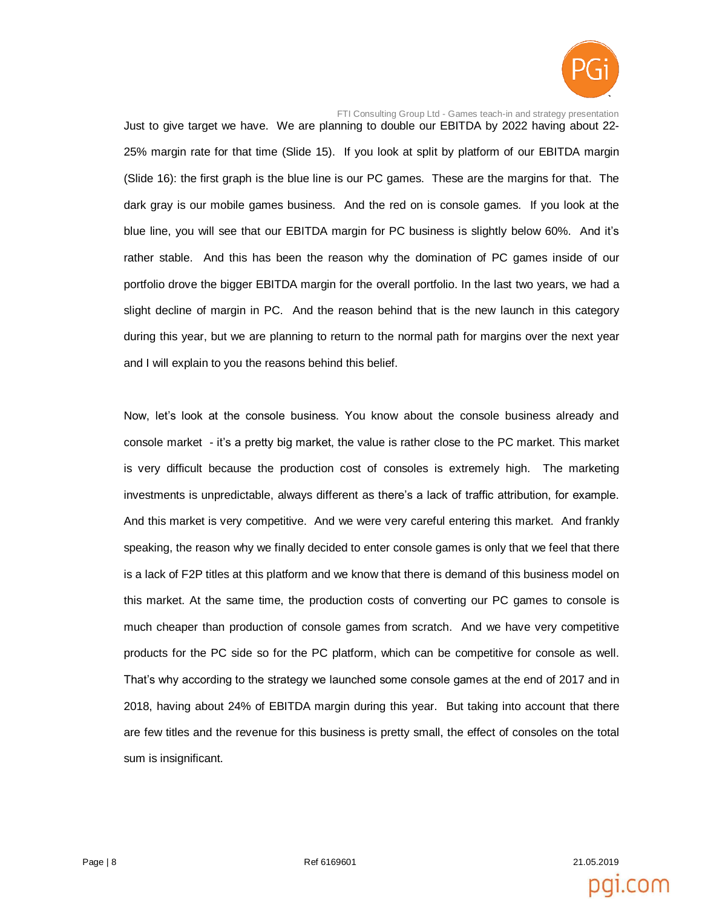Just to give target we have. We are planning to double our EBITDA by 2022 having about 22-25% margin rate for that time (Slide 15). If you look at split by platform of our EBITDA margin (Slide 16): the first graph is the blue line is our PC games. These are the margins for that. The dark gray is our mobile games business. And the red on is console games. If you look at the blue line, you will see that our EBITDA margin for PC business is slightly below 60%. And it's rather stable. And this has been the reason why the domination of PC games inside of our portfolio drove the bigger EBITDA margin for the overall portfolio. In the last two years, we had a slight decline of margin in PC. And the reason behind that is the new launch in this category during this year, but we are planning to return to the normal path for margins over the next year and I will explain to you the reasons behind this belief.

Now, let's look at the console business. You know about the console business already and console market - it's a pretty big market, the value is rather close to the PC market. This market is very difficult because the production cost of consoles is extremely high. The marketing investments is unpredictable, always different as there's a lack of traffic attribution, for example. And this market is very competitive. And we were very careful entering this market. And frankly speaking, the reason why we finally decided to enter console games is only that we feel that there is a lack of F2P titles at this platform and we know that there is demand of this business model on this market. At the same time, the production costs of converting our PC games to console is much cheaper than production of console games from scratch. And we have very competitive products for the PC side so for the PC platform, which can be competitive for console as well. That's why according to the strategy we launched some console games at the end of 2017 and in 2018, having about 24% of EBITDA margin during this year. But taking into account that there are few titles and the revenue for this business is pretty small, the effect of consoles on the total sum is insignificant.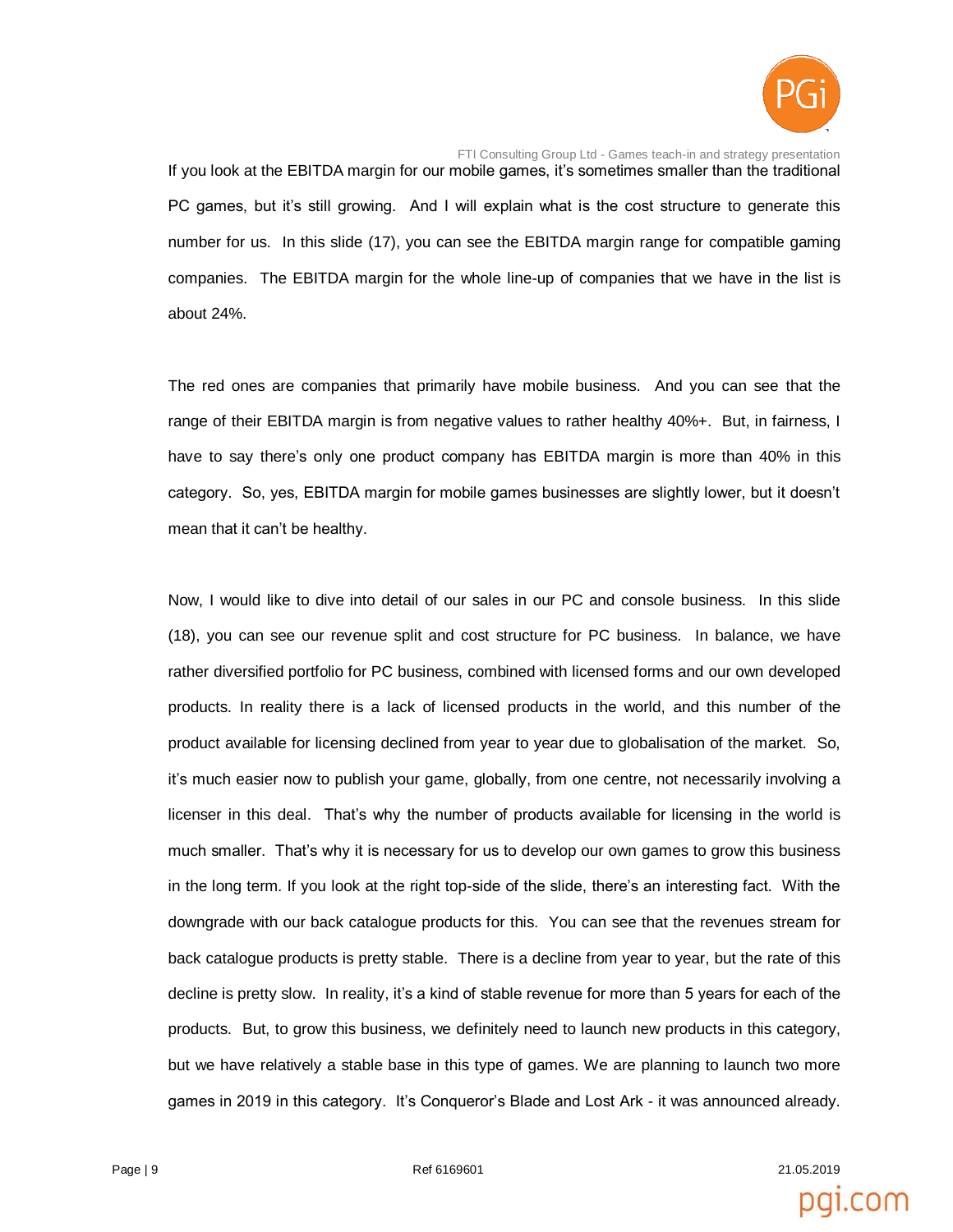If you look at the EBITDA margin for our mobile games, it's sometimes smaller than the traditional PC games, but it's still growing. And I will explain what is the cost structure to generate this number for us. In this slide (17), you can see the EBITDA margin range for compatible gaming companies. The EBITDA margin for the whole line-up of companies that we have in the list is about 24%.

The red ones are companies that primarily have mobile business. And you can see that the range of their EBITDA margin is from negative values to rather healthy 40%+. But, in fairness, I have to say there's only one product company has EBITDA margin is more than 40% in this category. So, yes, EBITDA margin for mobile games businesses are slightly lower, but it doesn't mean that it can't be healthy.

Now, I would like to dive into detail of our sales in our PC and console business. In this slide (18), you can see our revenue split and cost structure for PC business. In balance, we have rather diversified portfolio for PC business, combined with licensed forms and our own developed products. In reality there is a lack of licensed products in the world, and this number of the product available for licensing declined from year to year due to globalisation of the market. So, it's much easier now to publish your game, globally, from one centre, not necessarily involving a licenser in this deal. That's why the number of products available for licensing in the world is much smaller. That's why it is necessary for us to develop our own games to grow this business in the long term. If you look at the right top-side of the slide, there's an interesting fact. With the downgrade with our back catalogue products for this. You can see that the revenues stream for back catalogue products is pretty stable. There is a decline from year to year, but the rate of this decline is pretty slow. In reality, it's a kind of stable revenue for more than 5 years for each of the products. But, to grow this business, we definitely need to launch new products in this category, but we have relatively a stable base in this type of games. We are planning to launch two more games in 2019 in this category. It's Conqueror's Blade and Lost Ark - it was announced already.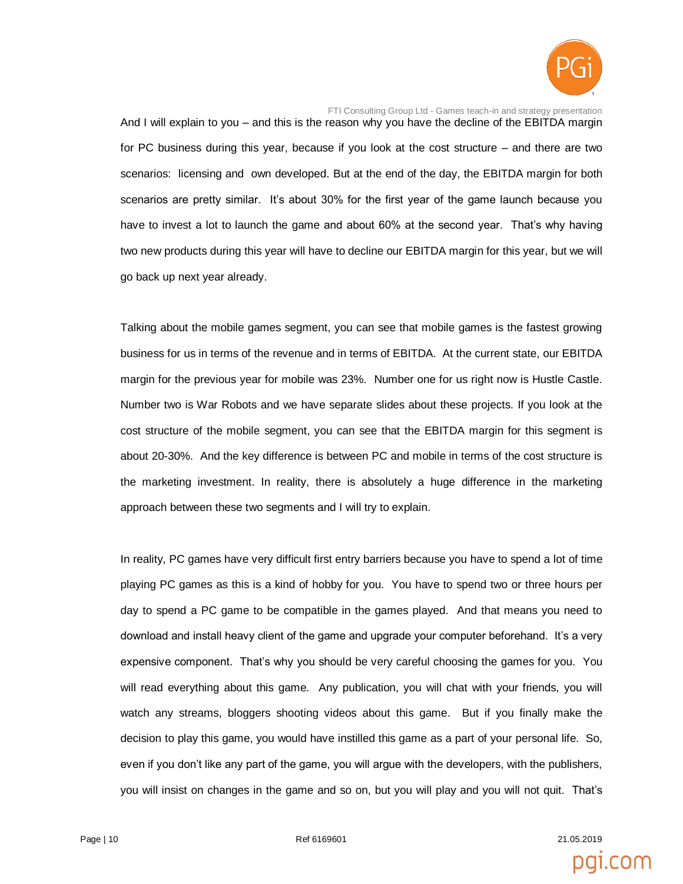And I will explain to you – and this is the reason why you have the decline of the EBITDA margin for PC business during this year, because if you look at the cost structure – and there are two scenarios: licensing and own developed. But at the end of the day, the EBITDA margin for both scenarios are pretty similar. It's about 30% for the first year of the game launch because you have to invest a lot to launch the game and about 60% at the second year. That's why having two new products during this year will have to decline our EBITDA margin for this year, but we will go back up next year already.

Talking about the mobile games segment, you can see that mobile games is the fastest growing business for us in terms of the revenue and in terms of EBITDA. At the current state, our EBITDA margin for the previous year for mobile was 23%. Number one for us right now is Hustle Castle. Number two is War Robots and we have separate slides about these projects. If you look at the cost structure of the mobile segment, you can see that the EBITDA margin for this segment is about 20-30%. And the key difference is between PC and mobile in terms of the cost structure is the marketing investment. In reality, there is absolutely a huge difference in the marketing approach between these two segments and I will try to explain.

In reality, PC games have very difficult first entry barriers because you have to spend a lot of time playing PC games as this is a kind of hobby for you. You have to spend two or three hours per day to spend a PC game to be compatible in the games played. And that means you need to download and install heavy client of the game and upgrade your computer beforehand. It's a very expensive component. That's why you should be very careful choosing the games for you. You will read everything about this game. Any publication, you will chat with your friends, you will watch any streams, bloggers shooting videos about this game. But if you finally make the decision to play this game, you would have instilled this game as a part of your personal life. So, even if you don't like any part of the game, you will argue with the developers, with the publishers, you will insist on changes in the game and so on, but you will play and you will not quit. That's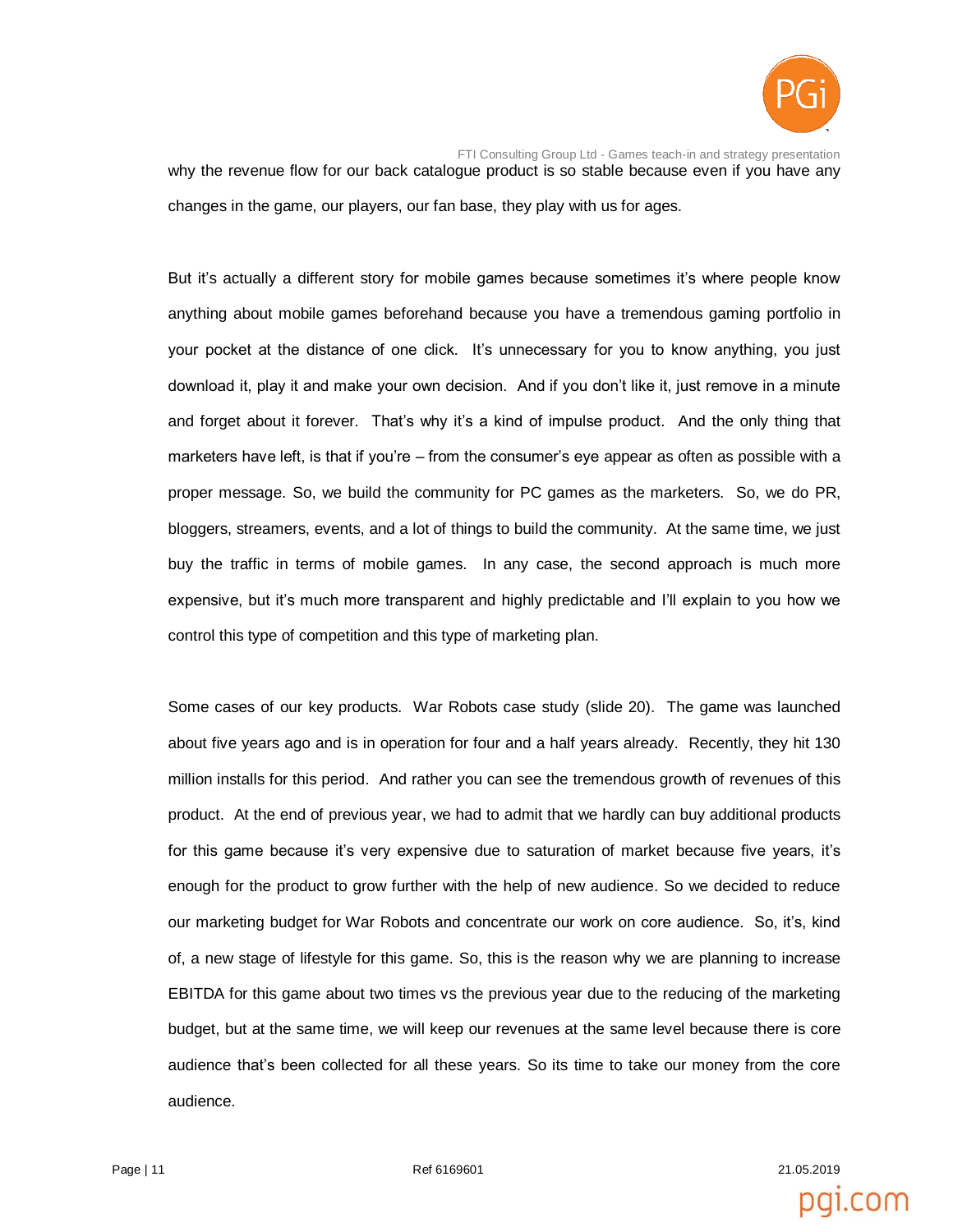why the revenue flow for our back catalogue product is so stable because even if you have any changes in the game, our players, our fan base, they play with us for ages.

But it's actually a different story for mobile games because sometimes it's where people know anything about mobile games beforehand because you have a tremendous gaming portfolio in your pocket at the distance of one click. It's unnecessary for you to know anything, you just download it, play it and make your own decision. And if you don't like it, just remove in a minute and forget about it forever. That's why it's a kind of impulse product. And the only thing that marketers have left, is that if you're – from the consumer's eye appear as often as possible with a proper message. So, we build the community for PC games as the marketers. So, we do PR, bloggers, streamers, events, and a lot of things to build the community. At the same time, we just buy the traffic in terms of mobile games. In any case, the second approach is much more expensive, but it's much more transparent and highly predictable and I'll explain to you how we control this type of competition and this type of marketing plan.

Some cases of our key products. War Robots case study (slide 20). The game was launched about five years ago and is in operation for four and a half years already. Recently, they hit 130 million installs for this period. And rather you can see the tremendous growth of revenues of this product. At the end of previous year, we had to admit that we hardly can buy additional products for this game because it's very expensive due to saturation of market because five years, it's enough for the product to grow further with the help of new audience. So we decided to reduce our marketing budget for War Robots and concentrate our work on core audience. So, it's, kind of, a new stage of lifestyle for this game. So, this is the reason why we are planning to increase EBITDA for this game about two times vs the previous year due to the reducing of the marketing budget, but at the same time, we will keep our revenues at the same level because there is core audience that's been collected for all these years. So its time to take our money from the core audience.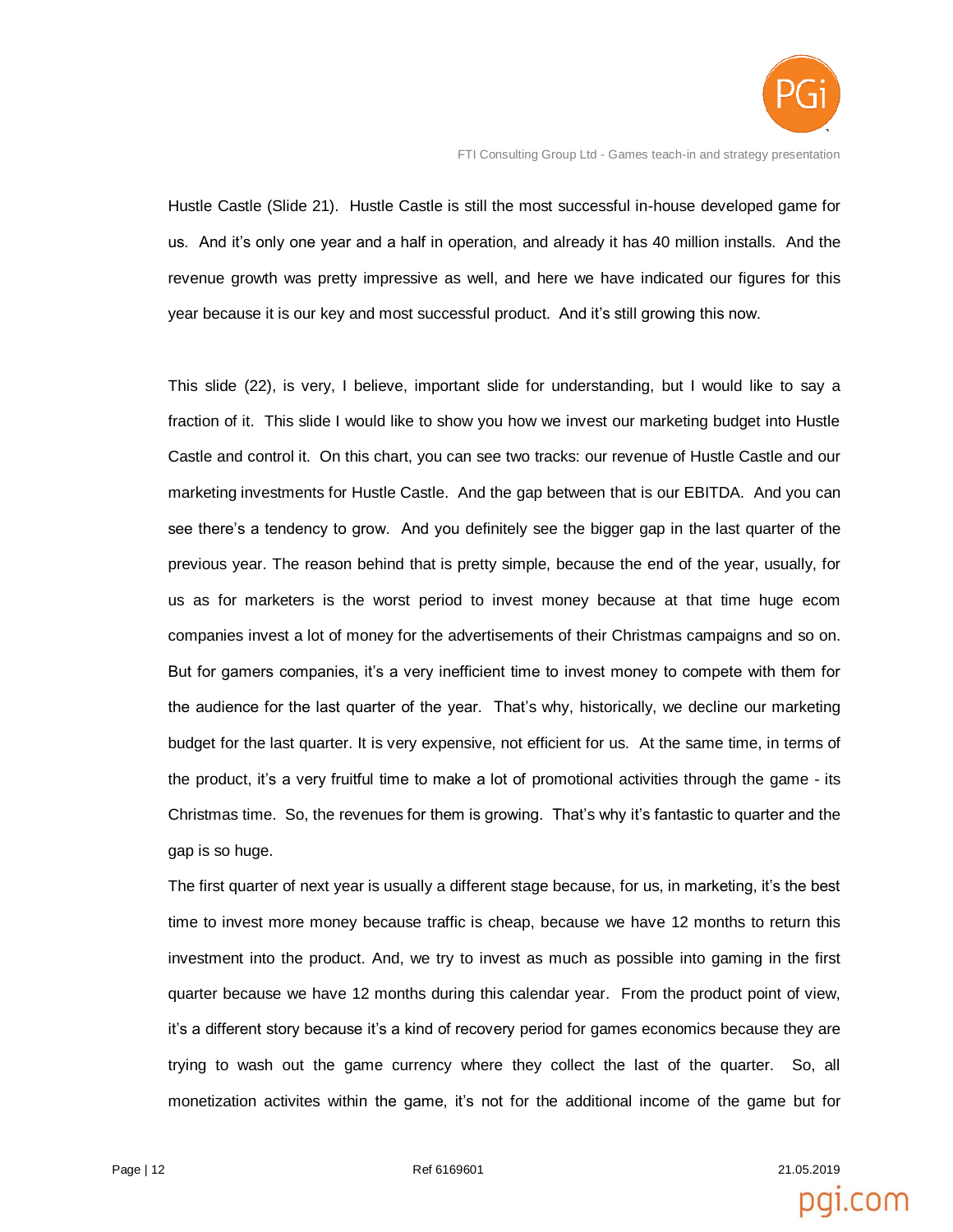Hustle Castle (Slide 21). Hustle Castle is still the most successful in-house developed game for us. And it's only one year and a half in operation, and already it has 40 million installs. And the revenue growth was pretty impressive as well, and here we have indicated our figures for this year because it is our key and most successful product. And it's still growing this now.

This slide (22), is very, I believe, important slide for understanding, but I would like to say a fraction of it. This slide I would like to show you how we invest our marketing budget into Hustle Castle and control it. On this chart, you can see two tracks: our revenue of Hustle Castle and our marketing investments for Hustle Castle. And the gap between that is our EBITDA. And you can see there's a tendency to grow. And you definitely see the bigger gap in the last quarter of the previous year. The reason behind that is pretty simple, because the end of the year, usually, for us as for marketers is the worst period to invest money because at that time huge ecom companies invest a lot of money for the advertisements of their Christmas campaigns and so on. But for gamers companies, it's a very inefficient time to invest money to compete with them for the audience for the last quarter of the year. That's why, historically, we decline our marketing budget for the last quarter. It is very expensive, not efficient for us. At the same time, in terms of the product, it's a very fruitful time to make a lot of promotional activities through the game - its Christmas time. So, the revenues for them is growing. That's why it's fantastic to quarter and the gap is so huge.

The first quarter of next year is usually a different stage because, for us, in marketing, it's the best time to invest more money because traffic is cheap, because we have 12 months to return this investment into the product. And, we try to invest as much as possible into gaming in the first quarter because we have 12 months during this calendar year. From the product point of view, it's a different story because it's a kind of recovery period for games economics because they are trying to wash out the game currency where they collect the last of the quarter. So, all monetization activites within the game, it's not for the additional income of the game but for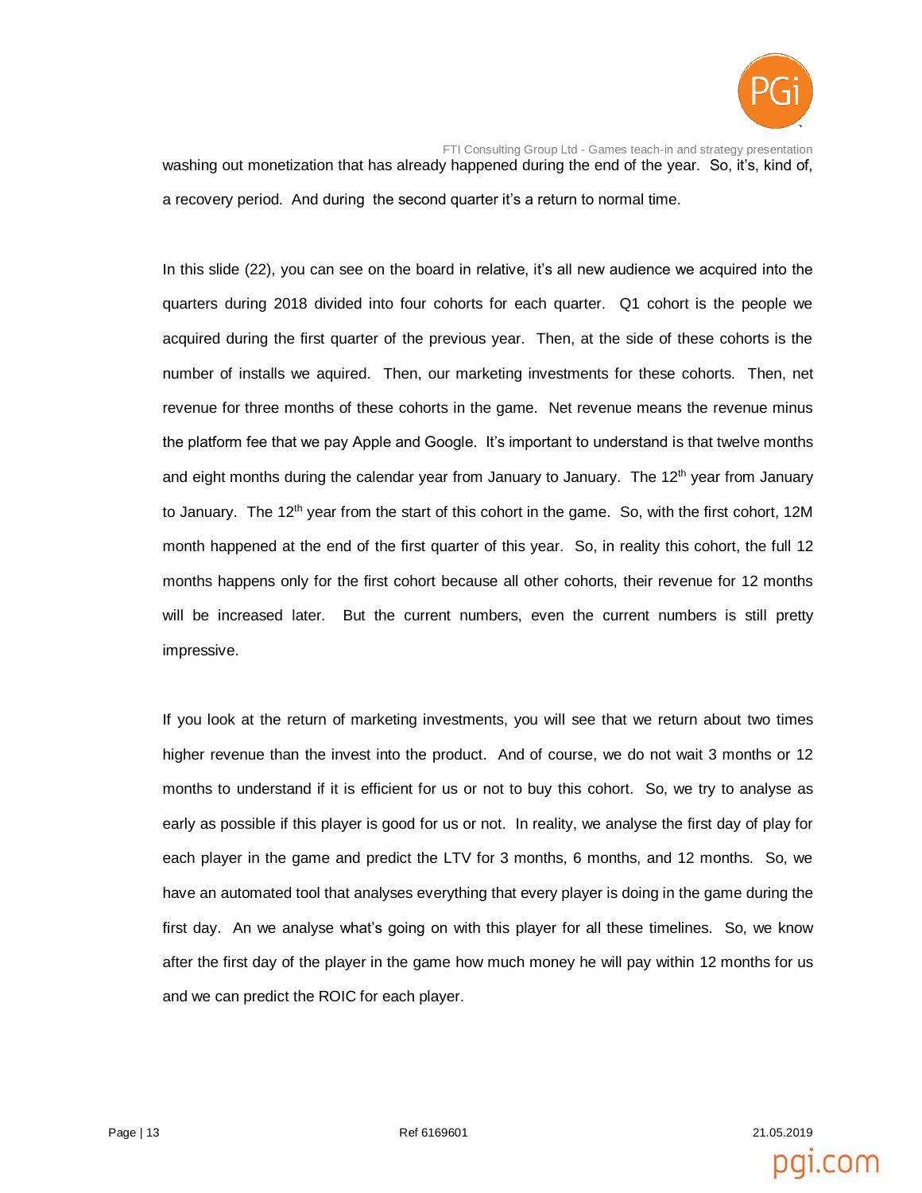washing out monetization that has already happened during the end of the year. So, it's, kind of, a recovery period. And during the second quarter it's a return to normal time.

In this slide (22), you can see on the board in relative, it's all new audience we acquired into the quarters during 2018 divided into four cohorts for each quarter. Q1 cohort is the people we acquired during the first quarter of the previous year. Then, at the side of these cohorts is the number of installs we aquired. Then, our marketing investments for these cohorts. Then, net revenue for three months of these cohorts in the game. Net revenue means the revenue minus the platform fee that we pay Apple and Google. It's important to understand is that twelve months and eight months during the calendar year from January to January. The 12th year from January to January. The 12th year from the start of this cohort in the game. So, with the first cohort, 12M month happened at the end of the first quarter of this year. So, in reality this cohort, the full 12 months happens only for the first cohort because all other cohorts, their revenue for 12 months will be increased later. But the current numbers, even the current numbers is still pretty impressive.

If you look at the return of marketing investments, you will see that we return about two times higher revenue than the invest into the product. And of course, we do not wait 3 months or 12 months to understand if it is efficient for us or not to buy this cohort. So, we try to analyse as early as possible if this player is good for us or not. In reality, we analyse the first day of play for each player in the game and predict the LTV for 3 months, 6 months, and 12 months. So, we have an automated tool that analyses everything that every player is doing in the game during the first day. An we analyse what's going on with this player for all these timelines. So, we know after the first day of the player in the game how much money he will pay within 12 months for us and we can predict the ROIC for each player.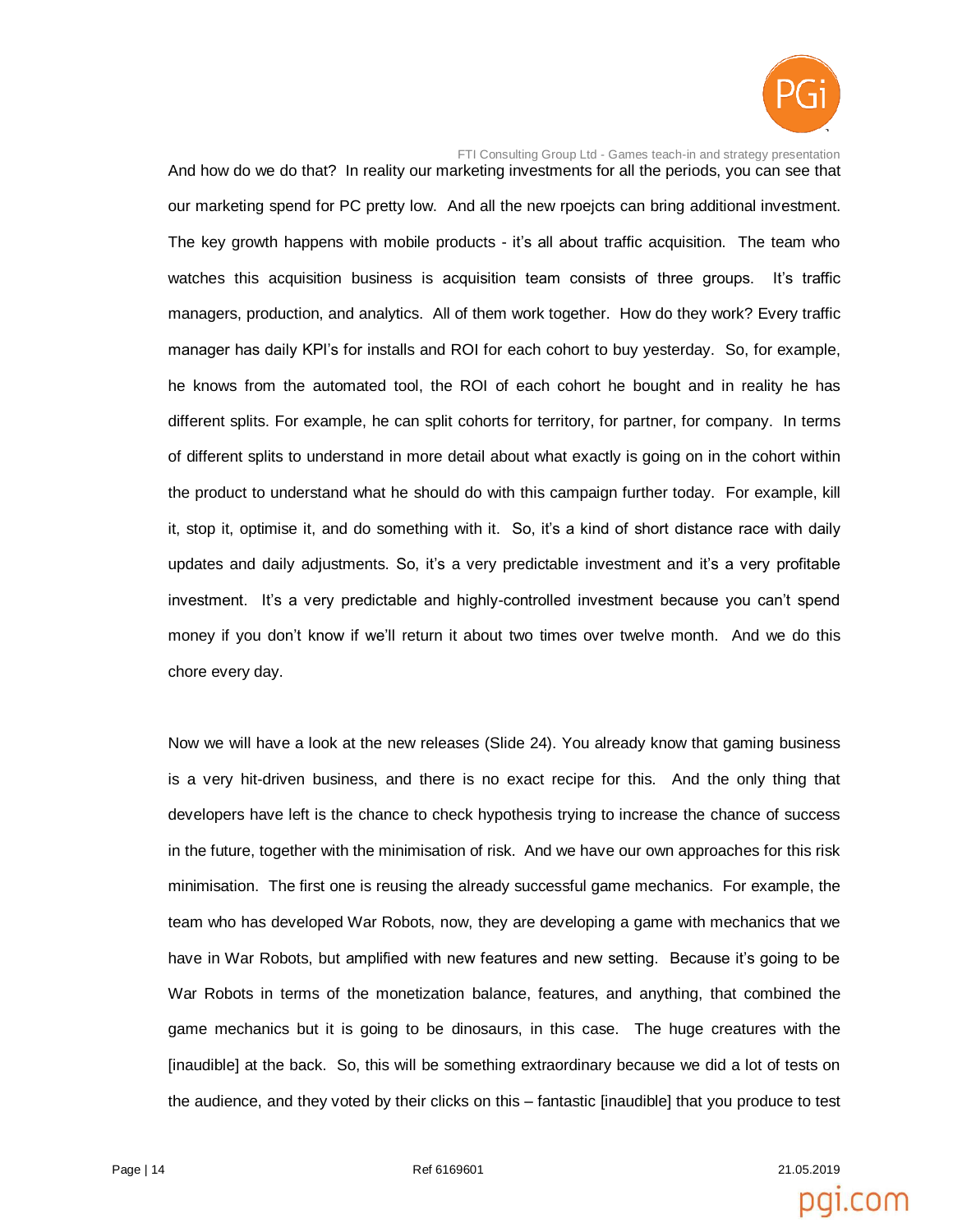And how do we do that? In reality our marketing investments for all the periods, you can see that our marketing spend for PC pretty low. And all the new rpoejcts can bring additional investment. The key growth happens with mobile products - it's all about traffic acquisition. The team who watches this acquisition business is acquisition team consists of three groups. It's traffic managers, production, and analytics. All of them work together. How do they work? Every traffic manager has daily KPI's for installs and ROI for each cohort to buy yesterday. So, for example, he knows from the automated tool, the ROI of each cohort he bought and in reality he has different splits. For example, he can split cohorts for territory, for partner, for company. In terms of different splits to understand in more detail about what exactly is going on in the cohort within the product to understand what he should do with this campaign further today. For example, kill it, stop it, optimise it, and do something with it. So, it's a kind of short distance race with daily updates and daily adjustments. So, it's a very predictable investment and it's a very profitable investment. It's a very predictable and highly-controlled investment because you can't spend money if you don't know if we'll return it about two times over twelve month. And we do this chore every day.

Now we will have a look at the new releases (Slide 24). You already know that gaming business is a very hit-driven business, and there is no exact recipe for this. And the only thing that developers have left is the chance to check hypothesis trying to increase the chance of success in the future, together with the minimisation of risk. And we have our own approaches for this risk minimisation. The first one is reusing the already successful game mechanics. For example, the team who has developed War Robots, now, they are developing a game with mechanics that we have in War Robots, but amplified with new features and new setting. Because it's going to be War Robots in terms of the monetization balance, features, and anything, that combined the game mechanics but it is going to be dinosaurs, in this case. The huge creatures with the [inaudible] at the back. So, this will be something extraordinary because we did a lot of tests on the audience, and they voted by their clicks on this – fantastic [inaudible] that you produce to test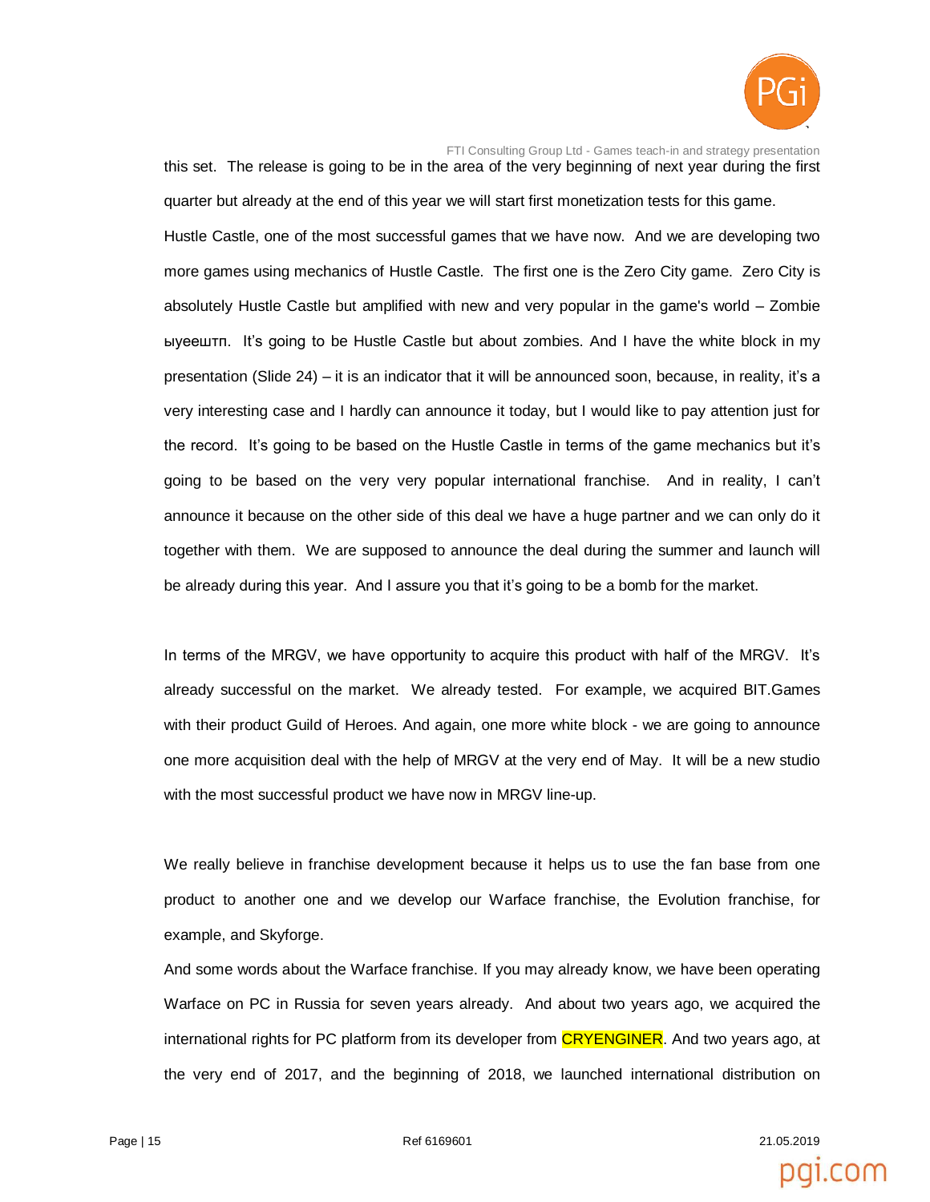this set. The release is going to be in the area of the very beginning of next year during the first quarter but already at the end of this year we will start first monetization tests for this game.

Hustle Castle, one of the most successful games that we have now. And we are developing two more games using mechanics of Hustle Castle. The first one is the Zero City game. Zero City is absolutely Hustle Castle but amplified with new and very popular in the game's world – Zombie ыуеештп. It's going to be Hustle Castle but about zombies. And I have the white block in my presentation (Slide 24) – it is an indicator that it will be announced soon, because, in reality, it's a very interesting case and I hardly can announce it today, but I would like to pay attention just for the record. It's going to be based on the Hustle Castle in terms of the game mechanics but it's going to be based on the very very popular international franchise. And in reality, I can't announce it because on the other side of this deal we have a huge partner and we can only do it together with them. We are supposed to announce the deal during the summer and launch will be already during this year. And I assure you that it's going to be a bomb for the market.

In terms of the MRGV, we have opportunity to acquire this product with half of the MRGV. It's already successful on the market. We already tested. For example, we acquired BIT.Games with their product Guild of Heroes. And again, one more white block - we are going to announce one more acquisition deal with the help of MRGV at the very end of May. It will be a new studio with the most successful product we have now in MRGV line-up.

We really believe in franchise development because it helps us to use the fan base from one product to another one and we develop our Warface franchise, the Evolution franchise, for example, and Skyforge.

And some words about the Warface franchise. If you may already know, we have been operating Warface on PC in Russia for seven years already. And about two years ago, we acquired the international rights for PC platform from its developer from CRYENGINER. And two years ago, at the very end of 2017, and the beginning of 2018, we launched international distribution on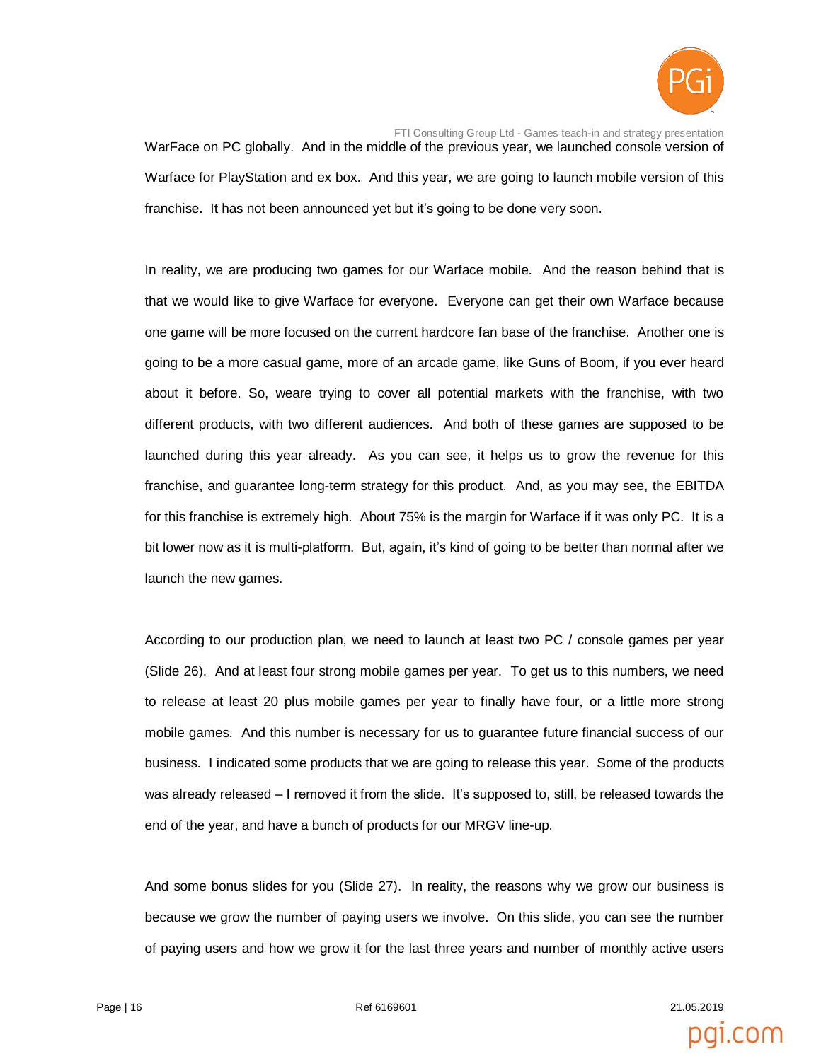WarFace on PC globally. And in the middle of the previous year, we launched console version of Warface for PlayStation and ex box. And this year, we are going to launch mobile version of this franchise. It has not been announced yet but it's going to be done very soon.

In reality, we are producing two games for our Warface mobile. And the reason behind that is that we would like to give Warface for everyone. Everyone can get their own Warface because one game will be more focused on the current hardcore fan base of the franchise. Another one is going to be a more casual game, more of an arcade game, like Guns of Boom, if you ever heard about it before. So, weare trying to cover all potential markets with the franchise, with two different products, with two different audiences. And both of these games are supposed to be launched during this year already. As you can see, it helps us to grow the revenue for this franchise, and guarantee long-term strategy for this product. And, as you may see, the EBITDA for this franchise is extremely high. About 75% is the margin for Warface if it was only PC. It is a bit lower now as it is multi-platform. But, again, it's kind of going to be better than normal after we launch the new games.

According to our production plan, we need to launch at least two PC / console games per year (Slide 26). And at least four strong mobile games per year. To get us to this numbers, we need to release at least 20 plus mobile games per year to finally have four, or a little more strong mobile games. And this number is necessary for us to guarantee future financial success of our business. I indicated some products that we are going to release this year. Some of the products was already released – I removed it from the slide. It's supposed to, still, be released towards the end of the year, and have a bunch of products for our MRGV line-up.

And some bonus slides for you (Slide 27). In reality, the reasons why we grow our business is because we grow the number of paying users we involve. On this slide, you can see the number of paying users and how we grow it for the last three years and number of monthly active users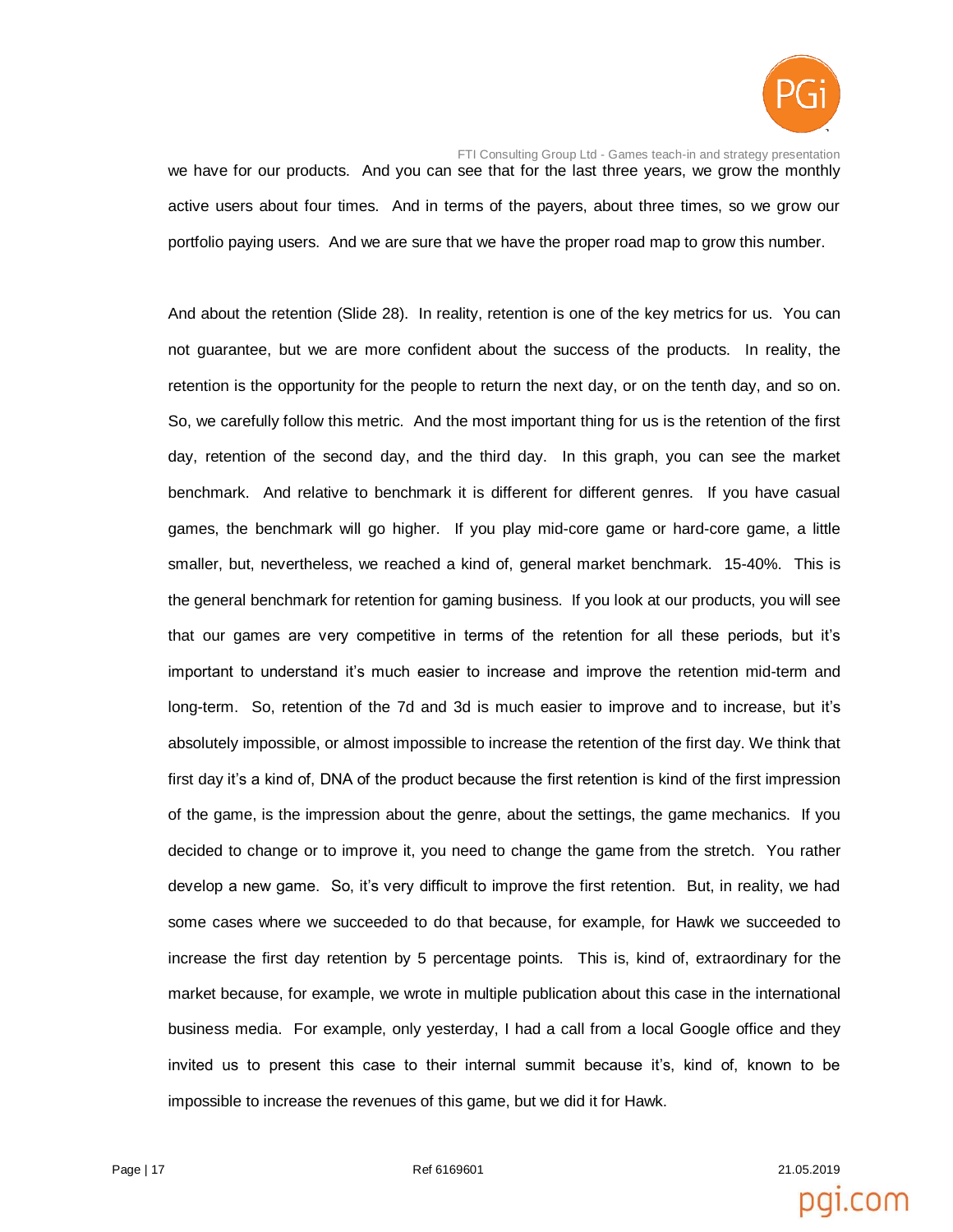we have for our products. And you can see that for the last three years, we grow the monthly active users about four times. And in terms of the payers, about three times, so we grow our portfolio paying users. And we are sure that we have the proper road map to grow this number.

And about the retention (Slide 28). In reality, retention is one of the key metrics for us. You can not guarantee, but we are more confident about the success of the products. In reality, the retention is the opportunity for the people to return the next day, or on the tenth day, and so on. So, we carefully follow this metric. And the most important thing for us is the retention of the first day, retention of the second day, and the third day. In this graph, you can see the market benchmark. And relative to benchmark it is different for different genres. If you have casual games, the benchmark will go higher. If you play mid-core game or hard-core game, a little smaller, but, nevertheless, we reached a kind of, general market benchmark. 15-40%. This is the general benchmark for retention for gaming business. If you look at our products, you will see that our games are very competitive in terms of the retention for all these periods, but it's important to understand it's much easier to increase and improve the retention mid-term and long-term. So, retention of the 7d and 3d is much easier to improve and to increase, but it's absolutely impossible, or almost impossible to increase the retention of the first day. We think that first day it's a kind of, DNA of the product because the first retention is kind of the first impression of the game, is the impression about the genre, about the settings, the game mechanics. If you decided to change or to improve it, you need to change the game from the stretch. You rather develop a new game. So, it's very difficult to improve the first retention. But, in reality, we had some cases where we succeeded to do that because, for example, for Hawk we succeeded to increase the first day retention by 5 percentage points. This is, kind of, extraordinary for the market because, for example, we wrote in multiple publication about this case in the international business media. For example, only yesterday, I had a call from a local Google office and they invited us to present this case to their internal summit because it's, kind of, known to be impossible to increase the revenues of this game, but we did it for Hawk.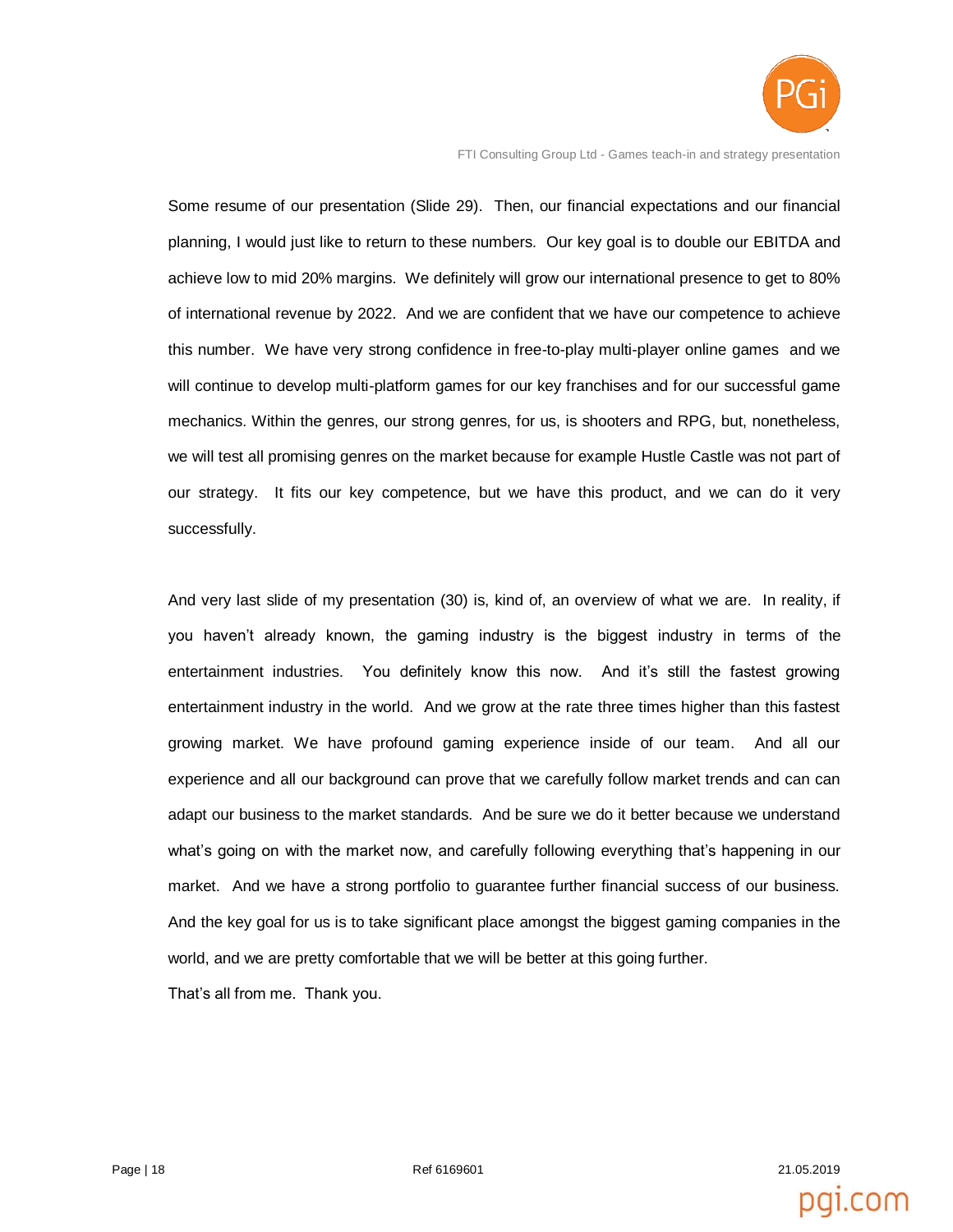Some resume of our presentation (Slide 29). Then, our financial expectations and our financial planning, I would just like to return to these numbers. Our key goal is to double our EBITDA and achieve low to mid 20% margins. We definitely will grow our international presence to get to 80% of international revenue by 2022. And we are confident that we have our competence to achieve this number. We have very strong confidence in free-to-play multi-player online games and we will continue to develop multi-platform games for our key franchises and for our successful game mechanics. Within the genres, our strong genres, for us, is shooters and RPG, but, nonetheless, we will test all promising genres on the market because for example Hustle Castle was not part of our strategy. It fits our key competence, but we have this product, and we can do it very successfully.

And very last slide of my presentation (30) is, kind of, an overview of what we are. In reality, if you haven't already known, the gaming industry is the biggest industry in terms of the entertainment industries. You definitely know this now. And it's still the fastest growing entertainment industry in the world. And we grow at the rate three times higher than this fastest growing market. We have profound gaming experience inside of our team. And all our experience and all our background can prove that we carefully follow market trends and can can adapt our business to the market standards. And be sure we do it better because we understand what's going on with the market now, and carefully following everything that's happening in our market. And we have a strong portfolio to guarantee further financial success of our business. And the key goal for us is to take significant place amongst the biggest gaming companies in the world, and we are pretty comfortable that we will be better at this going further.

That's all from me. Thank you.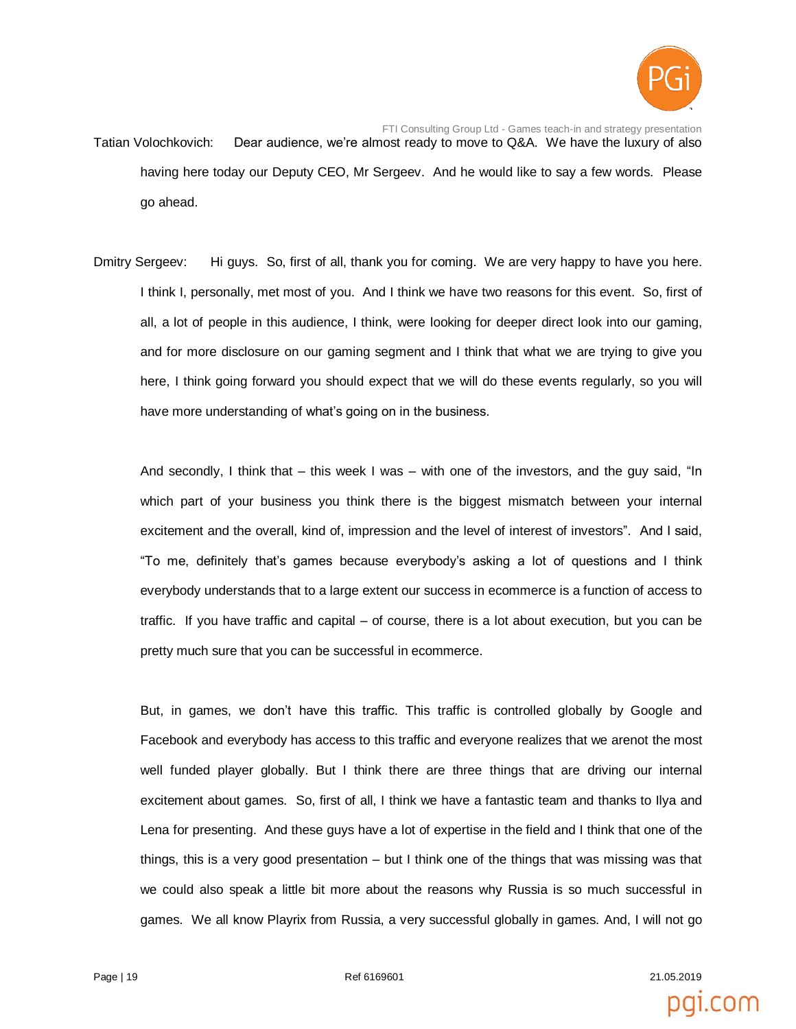Tatian Volochkovich: Dear audience, we're almost ready to move to Q&A. We have the luxury of also having here today our Deputy CEO, Mr Sergeev. And he would like to say a few words. Please go ahead.

Dmitry Sergeev: Hi guys. So, first of all, thank you for coming. We are very happy to have you here. I think I, personally, met most of you. And I think we have two reasons for this event. So, first of all, a lot of people in this audience, I think, were looking for deeper direct look into our gaming, and for more disclosure on our gaming segment and I think that what we are trying to give you here, I think going forward you should expect that we will do these events regularly, so you will have more understanding of what's going on in the business.

And secondly, I think that – this week I was – with one of the investors, and the guy said, "In which part of your business you think there is the biggest mismatch between your internal excitement and the overall, kind of, impression and the level of interest of investors". And I said, "To me, definitely that's games because everybody's asking a lot of questions and I think everybody understands that to a large extent our success in ecommerce is a function of access to traffic. If you have traffic and capital – of course, there is a lot about execution, but you can be pretty much sure that you can be successful in ecommerce.

But, in games, we don't have this traffic. This traffic is controlled globally by Google and Facebook and everybody has access to this traffic and everyone realizes that we arenot the most well funded player globally. But I think there are three things that are driving our internal excitement about games. So, first of all, I think we have a fantastic team and thanks to Ilya and Lena for presenting. And these guys have a lot of expertise in the field and I think that one of the things, this is a very good presentation – but I think one of the things that was missing was that we could also speak a little bit more about the reasons why Russia is so much successful in games. We all know Playrix from Russia, a very successful globally in games. And, I will not go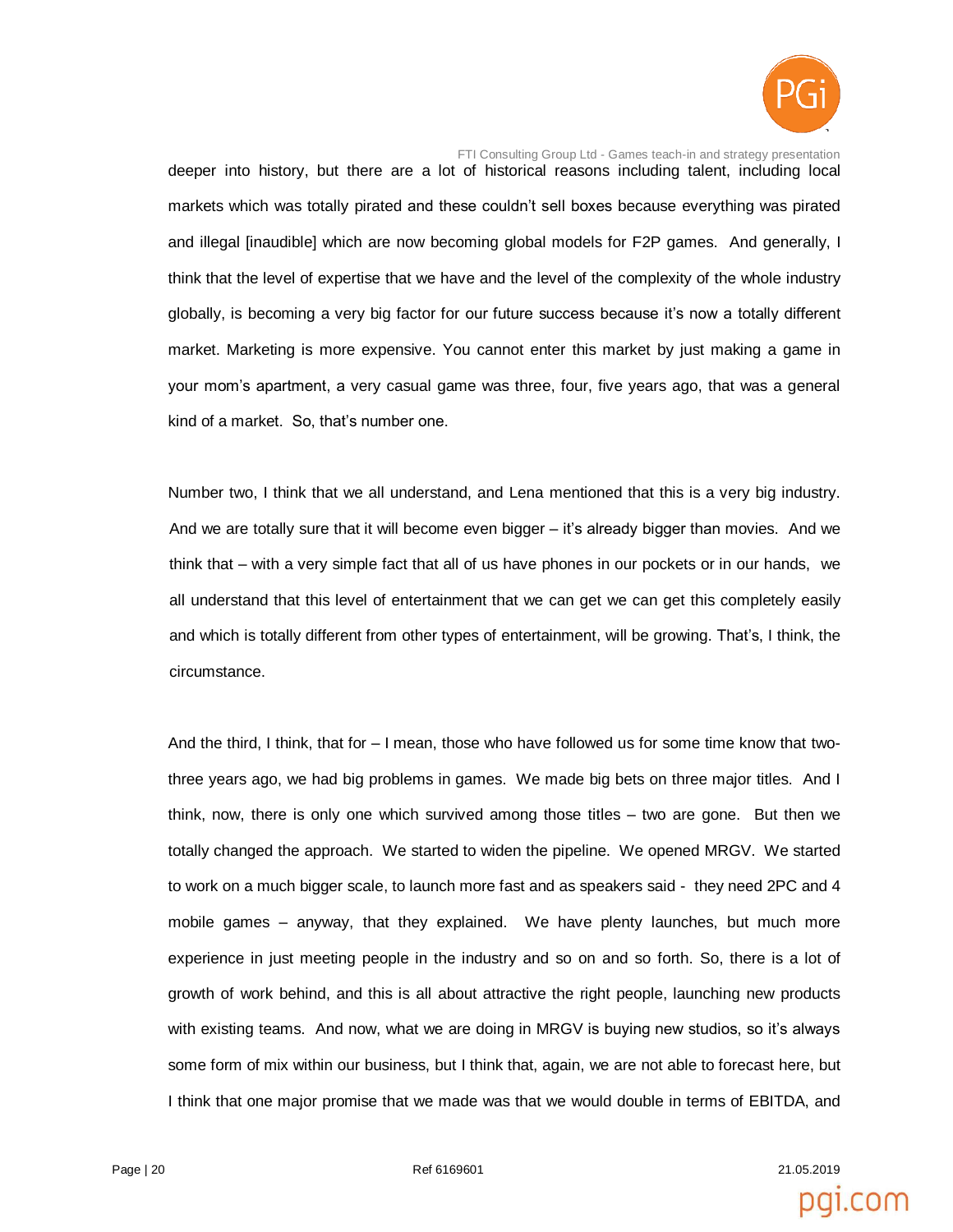deeper into history, but there are a lot of historical reasons including talent, including local markets which was totally pirated and these couldn't sell boxes because everything was pirated and illegal [inaudible] which are now becoming global models for F2P games. And generally, I think that the level of expertise that we have and the level of the complexity of the whole industry globally, is becoming a very big factor for our future success because it's now a totally different market. Marketing is more expensive. You cannot enter this market by just making a game in your mom's apartment, a very casual game was three, four, five years ago, that was a general kind of a market. So, that's number one.

Number two, I think that we all understand, and Lena mentioned that this is a very big industry. And we are totally sure that it will become even bigger – it's already bigger than movies. And we think that – with a very simple fact that all of us have phones in our pockets or in our hands, we all understand that this level of entertainment that we can get we can get this completely easily and which is totally different from other types of entertainment, will be growing. That's, I think, the circumstance.

And the third, I think, that for – I mean, those who have followed us for some time know that two-three years ago, we had big problems in games. We made big bets on three major titles. And I think, now, there is only one which survived among those titles – two are gone. But then we totally changed the approach. We started to widen the pipeline. We opened MRGV. We started to work on a much bigger scale, to launch more fast and as speakers said - they need 2PC and 4 mobile games – anyway, that they explained. We have plenty launches, but much more experience in just meeting people in the industry and so on and so forth. So, there is a lot of growth of work behind, and this is all about attractive the right people, launching new products with existing teams. And now, what we are doing in MRGV is buying new studios, so it's always some form of mix within our business, but I think that, again, we are not able to forecast here, but I think that one major promise that we made was that we would double in terms of EBITDA, and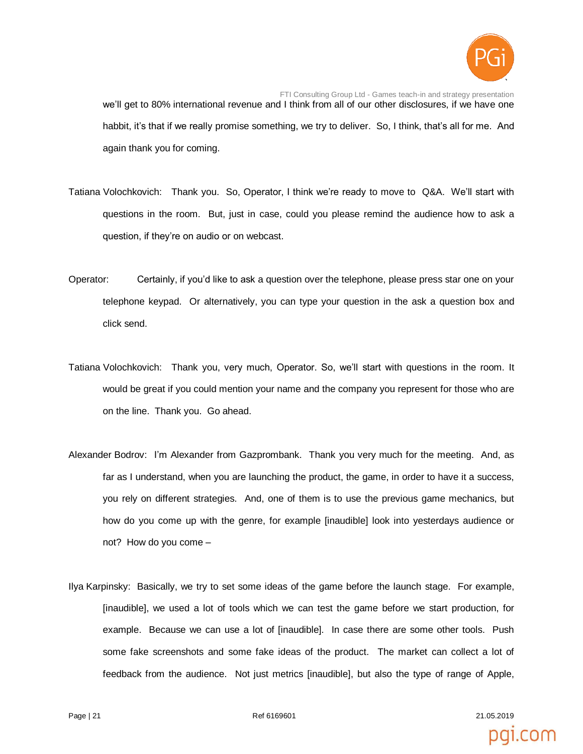we'll get to 80% international revenue and I think from all of our other disclosures, if we have one habbit, it's that if we really promise something, we try to deliver. So, I think, that's all for me. And again thank you for coming.

Tatiana Volochkovich: Thank you. So, Operator, I think we're ready to move to Q&A. We'll start with questions in the room. But, just in case, could you please remind the audience how to ask a question, if they're on audio or on webcast.

Operator: Certainly, if you'd like to ask a question over the telephone, please press star one on your telephone keypad. Or alternatively, you can type your question in the ask a question box and click send.

Tatiana Volochkovich: Thank you, very much, Operator. So, we'll start with questions in the room. It would be great if you could mention your name and the company you represent for those who are on the line. Thank you. Go ahead.

Alexander Bodrov: I'm Alexander from Gazprombank. Thank you very much for the meeting. And, as far as I understand, when you are launching the product, the game, in order to have it a success, you rely on different strategies. And, one of them is to use the previous game mechanics, but how do you come up with the genre, for example [inaudible] look into yesterdays audience or not? How do you come –

Ilya Karpinsky: Basically, we try to set some ideas of the game before the launch stage. For example, [inaudible], we used a lot of tools which we can test the game before we start production, for example. Because we can use a lot of [inaudible]. In case there are some other tools. Push some fake screenshots and some fake ideas of the product. The market can collect a lot of feedback from the audience. Not just metrics [inaudible], but also the type of range of Apple,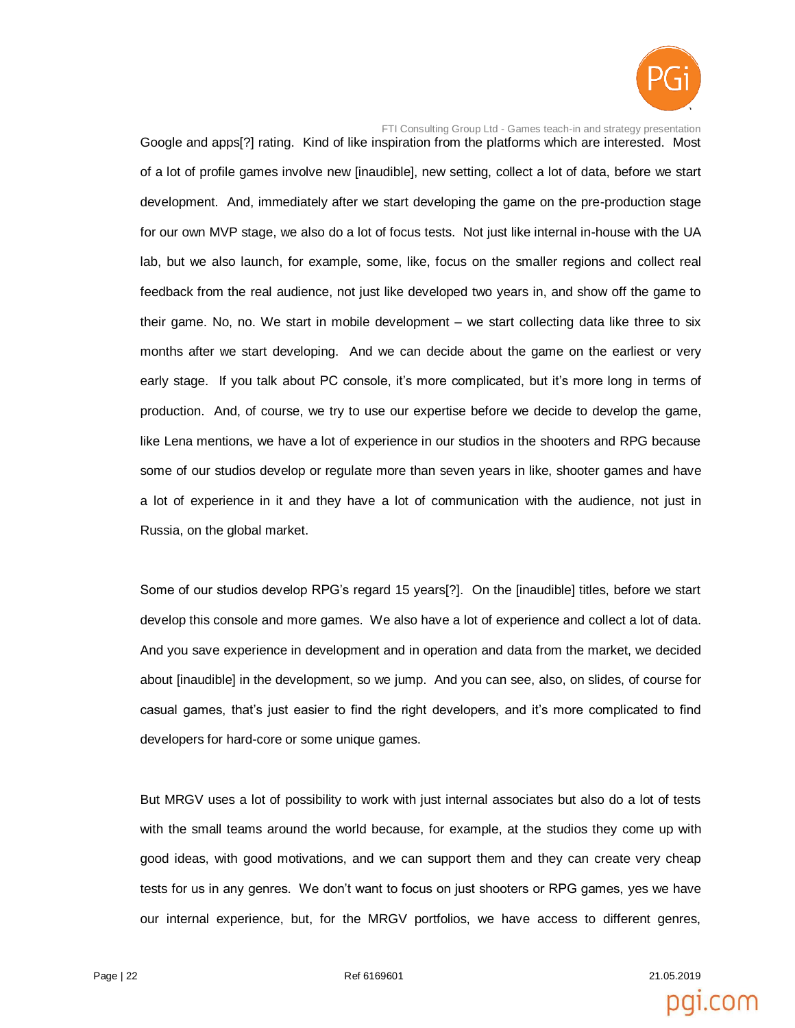Google and apps[?] rating. Kind of like inspiration from the platforms which are interested. Most of a lot of profile games involve new [inaudible], new setting, collect a lot of data, before we start development. And, immediately after we start developing the game on the pre-production stage for our own MVP stage, we also do a lot of focus tests. Not just like internal in-house with the UA lab, but we also launch, for example, some, like, focus on the smaller regions and collect real feedback from the real audience, not just like developed two years in, and show off the game to their game. No, no. We start in mobile development – we start collecting data like three to six months after we start developing. And we can decide about the game on the earliest or very early stage. If you talk about PC console, it's more complicated, but it's more long in terms of production. And, of course, we try to use our expertise before we decide to develop the game, like Lena mentions, we have a lot of experience in our studios in the shooters and RPG because some of our studios develop or regulate more than seven years in like, shooter games and have a lot of experience in it and they have a lot of communication with the audience, not just in Russia, on the global market.

Some of our studios develop RPG's regard 15 years[?]. On the [inaudible] titles, before we start develop this console and more games. We also have a lot of experience and collect a lot of data. And you save experience in development and in operation and data from the market, we decided about [inaudible] in the development, so we jump. And you can see, also, on slides, of course for casual games, that's just easier to find the right developers, and it's more complicated to find developers for hard-core or some unique games.

But MRGV uses a lot of possibility to work with just internal associates but also do a lot of tests with the small teams around the world because, for example, at the studios they come up with good ideas, with good motivations, and we can support them and they can create very cheap tests for us in any genres. We don't want to focus on just shooters or RPG games, yes we have our internal experience, but, for the MRGV portfolios, we have access to different genres,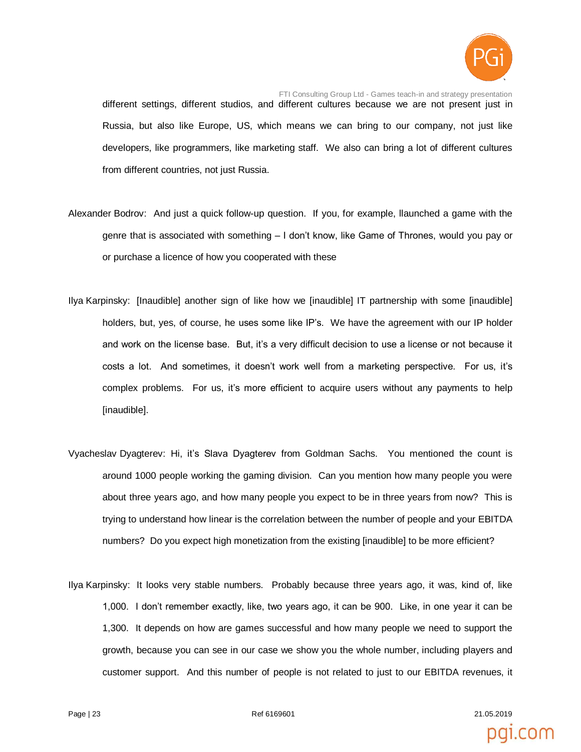different settings, different studios, and different cultures because we are not present just in Russia, but also like Europe, US, which means we can bring to our company, not just like developers, like programmers, like marketing staff. We also can bring a lot of different cultures from different countries, not just Russia.

Alexander Bodrov: And just a quick follow-up question. If you, for example, llaunched a game with the genre that is associated with something – I don't know, like Game of Thrones, would you pay or or purchase a licence of how you cooperated with these

Ilya Karpinsky: [Inaudible] another sign of like how we [inaudible] IT partnership with some [inaudible] holders, but, yes, of course, he uses some like IP's. We have the agreement with our IP holder and work on the license base. But, it's a very difficult decision to use a license or not because it costs a lot. And sometimes, it doesn't work well from a marketing perspective. For us, it's complex problems. For us, it's more efficient to acquire users without any payments to help [inaudible].

Vyacheslav Dyagterev: Hi, it's Slava Dyagterev from Goldman Sachs. You mentioned the count is around 1000 people working the gaming division. Can you mention how many people you were about three years ago, and how many people you expect to be in three years from now? This is trying to understand how linear is the correlation between the number of people and your EBITDA numbers? Do you expect high monetization from the existing [inaudible] to be more efficient?

Ilya Karpinsky: It looks very stable numbers. Probably because three years ago, it was, kind of, like 1,000. I don't remember exactly, like, two years ago, it can be 900. Like, in one year it can be 1,300. It depends on how are games successful and how many people we need to support the growth, because you can see in our case we show you the whole number, including players and customer support. And this number of people is not related to just to our EBITDA revenues, it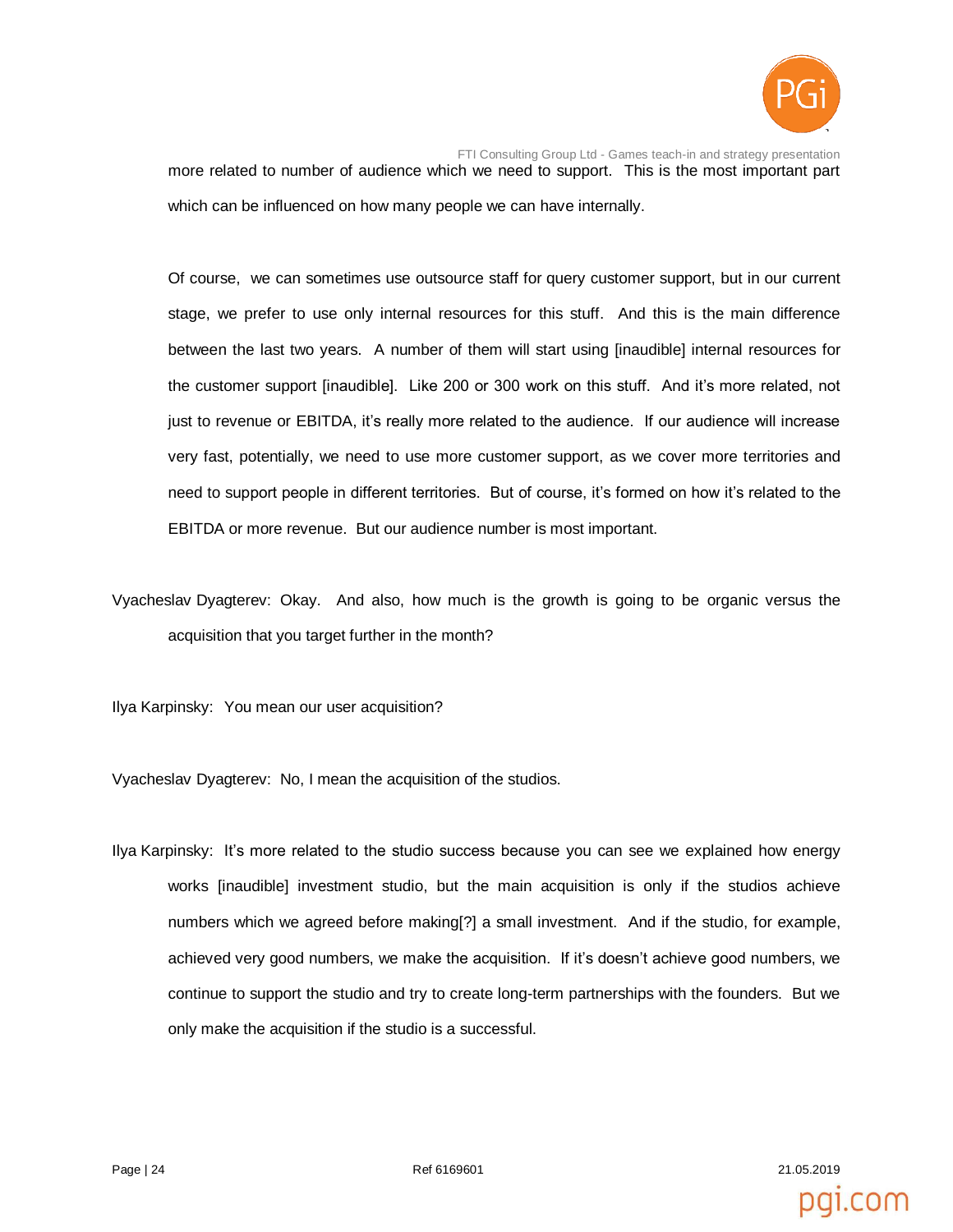more related to number of audience which we need to support. This is the most important part which can be influenced on how many people we can have internally.

Of course, we can sometimes use outsource staff for query customer support, but in our current stage, we prefer to use only internal resources for this stuff. And this is the main difference between the last two years. A number of them will start using [inaudible] internal resources for the customer support [inaudible]. Like 200 or 300 work on this stuff. And it's more related, not just to revenue or EBITDA, it's really more related to the audience. If our audience will increase very fast, potentially, we need to use more customer support, as we cover more territories and need to support people in different territories. But of course, it's formed on how it's related to the EBITDA or more revenue. But our audience number is most important.

Vyacheslav Dyagterev: Okay. And also, how much is the growth is going to be organic versus the acquisition that you target further in the month?

Ilya Karpinsky: You mean our user acquisition?

Vyacheslav Dyagterev: No, I mean the acquisition of the studios.

Ilya Karpinsky: It's more related to the studio success because you can see we explained how energy works [inaudible] investment studio, but the main acquisition is only if the studios achieve numbers which we agreed before making[?] a small investment. And if the studio, for example, achieved very good numbers, we make the acquisition. If it's doesn't achieve good numbers, we continue to support the studio and try to create long-term partnerships with the founders. But we only make the acquisition if the studio is a successful.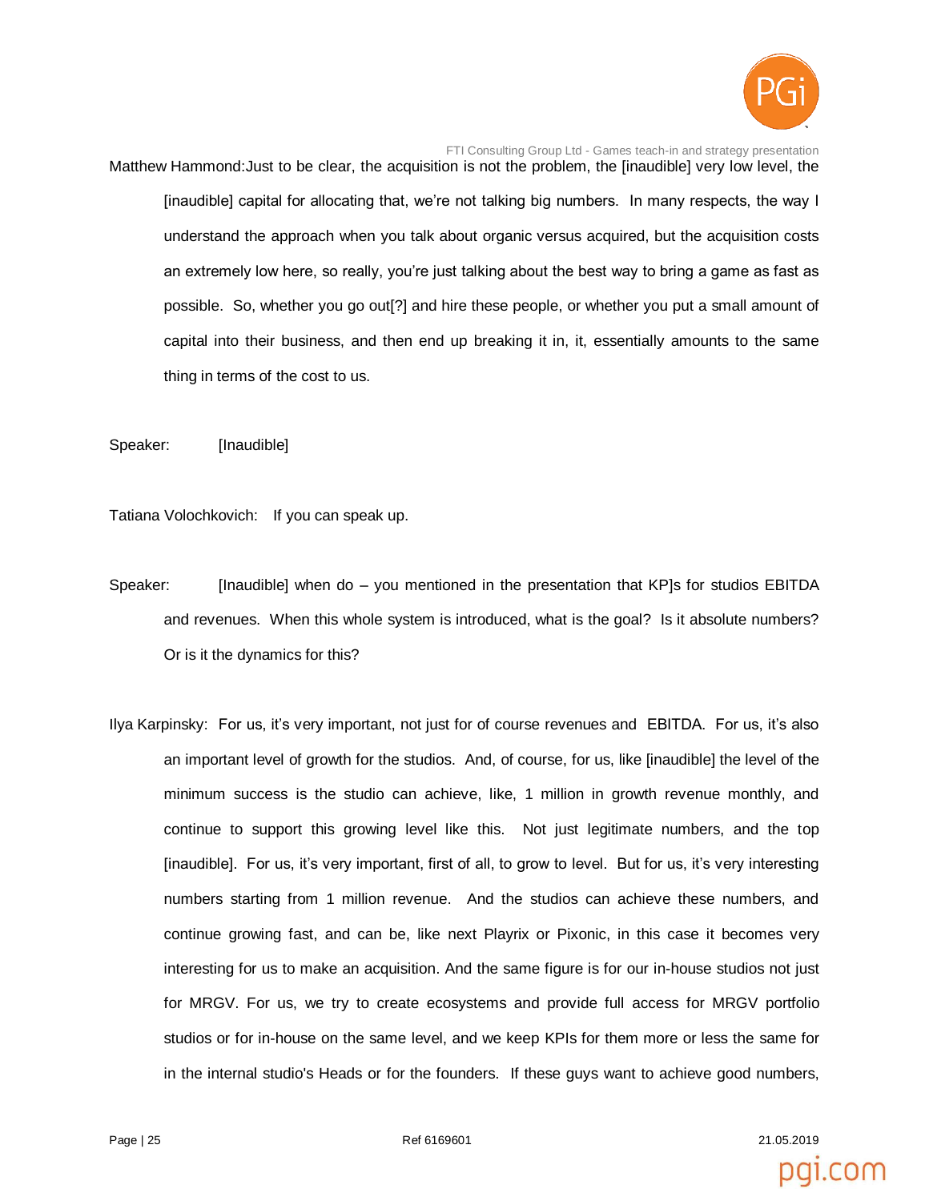Matthew Hammond: Just to be clear, the acquisition is not the problem, the [inaudible] very low level, the [inaudible] capital for allocating that, we're not talking big numbers. In many respects, the way I understand the approach when you talk about organic versus acquired, but the acquisition costs an extremely low here, so really, you're just talking about the best way to bring a game as fast as possible. So, whether you go out[?] and hire these people, or whether you put a small amount of capital into their business, and then end up breaking it in, it, essentially amounts to the same thing in terms of the cost to us.

Speaker: [Inaudible]

Tatiana Volochkovich: If you can speak up.

Speaker: [Inaudible] when do – you mentioned in the presentation that KP]s for studios EBITDA and revenues. When this whole system is introduced, what is the goal? Is it absolute numbers? Or is it the dynamics for this?

Ilya Karpinsky: For us, it's very important, not just for of course revenues and EBITDA. For us, it's also an important level of growth for the studios. And, of course, for us, like [inaudible] the level of the minimum success is the studio can achieve, like, 1 million in growth revenue monthly, and continue to support this growing level like this. Not just legitimate numbers, and the top [inaudible]. For us, it's very important, first of all, to grow to level. But for us, it's very interesting numbers starting from 1 million revenue. And the studios can achieve these numbers, and continue growing fast, and can be, like next Playrix or Pixonic, in this case it becomes very interesting for us to make an acquisition. And the same figure is for our in-house studios not just for MRGV. For us, we try to create ecosystems and provide full access for MRGV portfolio studios or for in-house on the same level, and we keep KPIs for them more or less the same for in the internal studio's Heads or for the founders. If these guys want to achieve good numbers,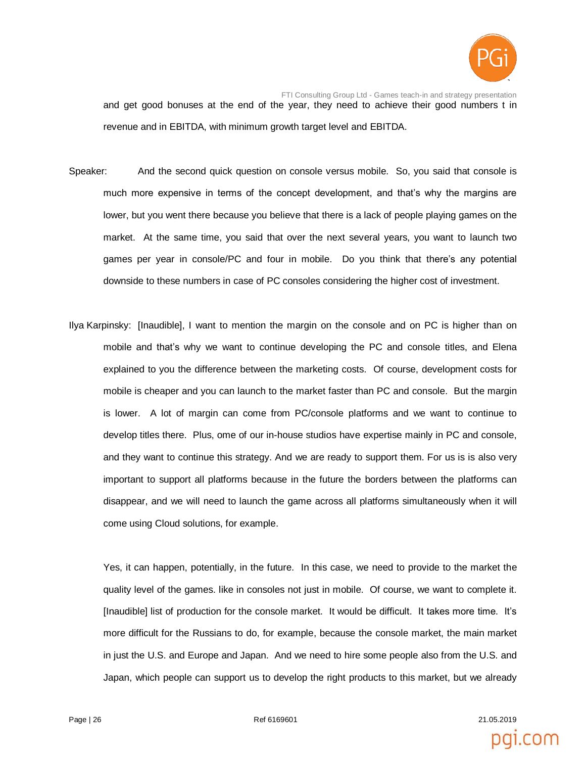and get good bonuses at the end of the year, they need to achieve their good numbers t in revenue and in EBITDA, with minimum growth target level and EBITDA.

Speaker: And the second quick question on console versus mobile. So, you said that console is much more expensive in terms of the concept development, and that's why the margins are lower, but you went there because you believe that there is a lack of people playing games on the market. At the same time, you said that over the next several years, you want to launch two games per year in console/PC and four in mobile. Do you think that there's any potential downside to these numbers in case of PC consoles considering the higher cost of investment.

Ilya Karpinsky: [Inaudible], I want to mention the margin on the console and on PC is higher than on mobile and that's why we want to continue developing the PC and console titles, and Elena explained to you the difference between the marketing costs. Of course, development costs for mobile is cheaper and you can launch to the market faster than PC and console. But the margin is lower. A lot of margin can come from PC/console platforms and we want to continue to develop titles there. Plus, ome of our in-house studios have expertise mainly in PC and console, and they want to continue this strategy. And we are ready to support them. For us is is also very important to support all platforms because in the future the borders between the platforms can disappear, and we will need to launch the game across all platforms simultaneously when it will come using Cloud solutions, for example.

Yes, it can happen, potentially, in the future. In this case, we need to provide to the market the quality level of the games. like in consoles not just in mobile. Of course, we want to complete it. [Inaudible] list of production for the console market. It would be difficult. It takes more time. It's more difficult for the Russians to do, for example, because the console market, the main market in just the U.S. and Europe and Japan. And we need to hire some people also from the U.S. and Japan, which people can support us to develop the right products to this market, but we already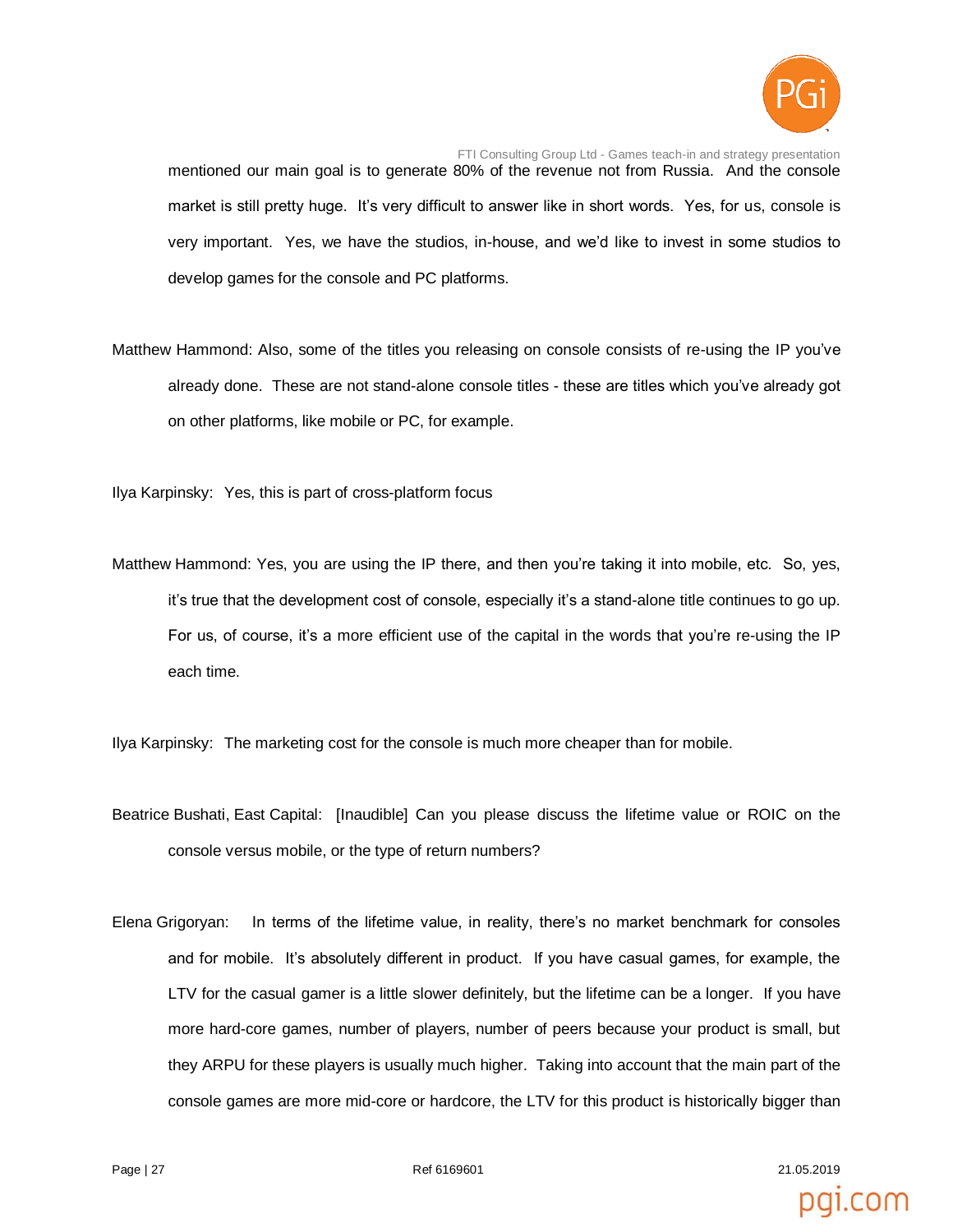mentioned our main goal is to generate 80% of the revenue not from Russia. And the console market is still pretty huge. It's very difficult to answer like in short words. Yes, for us, console is very important. Yes, we have the studios, in-house, and we'd like to invest in some studios to develop games for the console and PC platforms.

Matthew Hammond: Also, some of the titles you releasing on console consists of re-using the IP you've already done. These are not stand-alone console titles - these are titles which you've already got on other platforms, like mobile or PC, for example.

Ilya Karpinsky: Yes, this is part of cross-platform focus

Matthew Hammond: Yes, you are using the IP there, and then you're taking it into mobile, etc. So, yes, it's true that the development cost of console, especially it's a stand-alone title continues to go up. For us, of course, it's a more efficient use of the capital in the words that you're re-using the IP each time.

Ilya Karpinsky: The marketing cost for the console is much more cheaper than for mobile.

Beatrice Bushati, East Capital: [Inaudible] Can you please discuss the lifetime value or ROIC on the console versus mobile, or the type of return numbers?

Elena Grigoryan: In terms of the lifetime value, in reality, there's no market benchmark for consoles and for mobile. It's absolutely different in product. If you have casual games, for example, the LTV for the casual gamer is a little slower definitely, but the lifetime can be a longer. If you have more hard-core games, number of players, number of peers because your product is small, but they ARPU for these players is usually much higher. Taking into account that the main part of the console games are more mid-core or hardcore, the LTV for this product is historically bigger than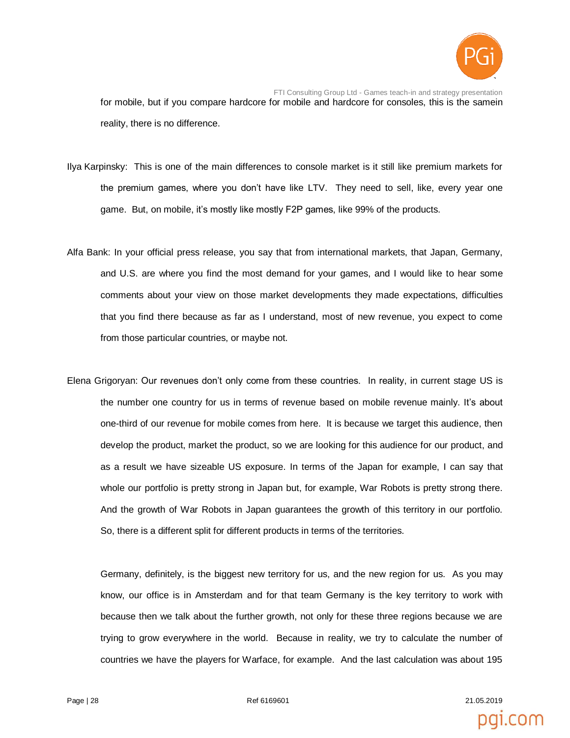for mobile, but if you compare hardcore for mobile and hardcore for consoles, this is the samein reality, there is no difference.

Ilya Karpinsky: This is one of the main differences to console market is it still like premium markets for the premium games, where you don't have like LTV. They need to sell, like, every year one game. But, on mobile, it's mostly like mostly F2P games, like 99% of the products.

Alfa Bank: In your official press release, you say that from international markets, that Japan, Germany, and U.S. are where you find the most demand for your games, and I would like to hear some comments about your view on those market developments they made expectations, difficulties that you find there because as far as I understand, most of new revenue, you expect to come from those particular countries, or maybe not.

Elena Grigoryan: Our revenues don't only come from these countries. In reality, in current stage US is the number one country for us in terms of revenue based on mobile revenue mainly. It's about one-third of our revenue for mobile comes from here. It is because we target this audience, then develop the product, market the product, so we are looking for this audience for our product, and as a result we have sizeable US exposure. In terms of the Japan for example, I can say that whole our portfolio is pretty strong in Japan but, for example, War Robots is pretty strong there. And the growth of War Robots in Japan guarantees the growth of this territory in our portfolio. So, there is a different split for different products in terms of the territories.

Germany, definitely, is the biggest new territory for us, and the new region for us. As you may know, our office is in Amsterdam and for that team Germany is the key territory to work with because then we talk about the further growth, not only for these three regions because we are trying to grow everywhere in the world. Because in reality, we try to calculate the number of countries we have the players for Warface, for example. And the last calculation was about 195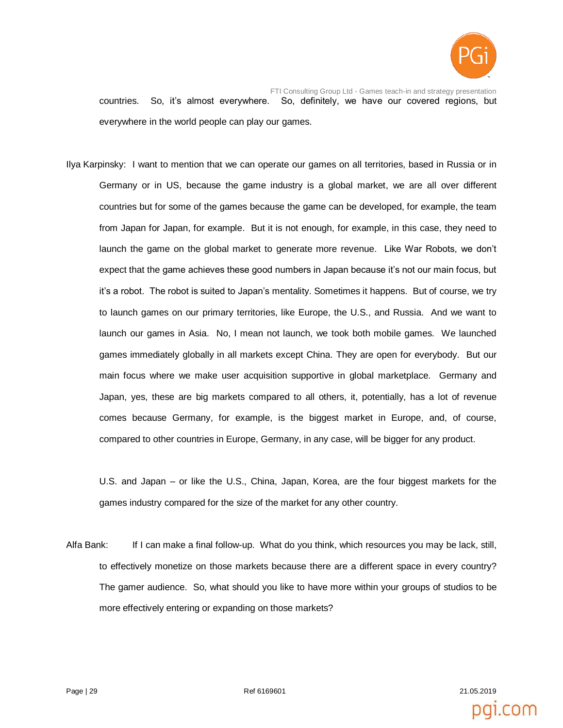countries. So, it's almost everywhere. So, definitely, we have our covered regions, but everywhere in the world people can play our games.

Ilya Karpinsky: I want to mention that we can operate our games on all territories, based in Russia or in Germany or in US, because the game industry is a global market, we are all over different countries but for some of the games because the game can be developed, for example, the team from Japan for Japan, for example. But it is not enough, for example, in this case, they need to launch the game on the global market to generate more revenue. Like War Robots, we don't expect that the game achieves these good numbers in Japan because it's not our main focus, but it's a robot. The robot is suited to Japan's mentality. Sometimes it happens. But of course, we try to launch games on our primary territories, like Europe, the U.S., and Russia. And we want to launch our games in Asia. No, I mean not launch, we took both mobile games. We launched games immediately globally in all markets except China. They are open for everybody. But our main focus where we make user acquisition supportive in global marketplace. Germany and Japan, yes, these are big markets compared to all others, it, potentially, has a lot of revenue comes because Germany, for example, is the biggest market in Europe, and, of course, compared to other countries in Europe, Germany, in any case, will be bigger for any product.

U.S. and Japan – or like the U.S., China, Japan, Korea, are the four biggest markets for the games industry compared for the size of the market for any other country.

Alfa Bank: If I can make a final follow-up. What do you think, which resources you may be lack, still, to effectively monetize on those markets because there are a different space in every country? The gamer audience. So, what should you like to have more within your groups of studios to be more effectively entering or expanding on those markets?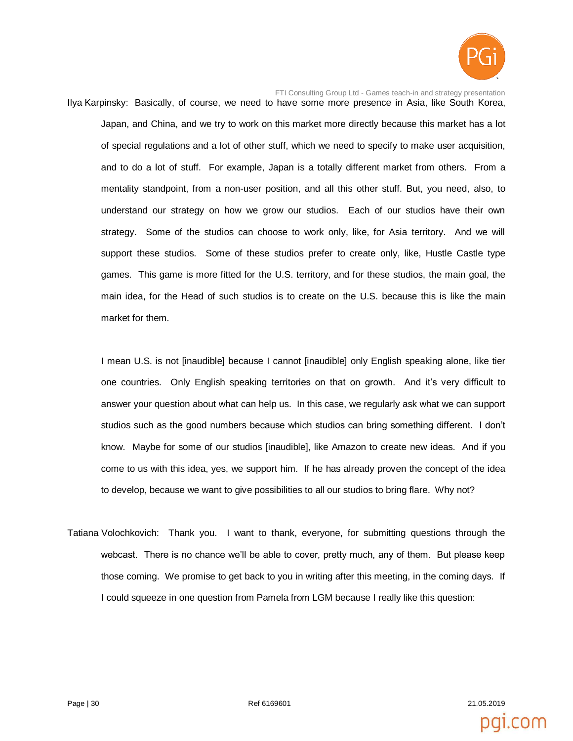Ilya Karpinsky: Basically, of course, we need to have some more presence in Asia, like South Korea, Japan, and China, and we try to work on this market more directly because this market has a lot of special regulations and a lot of other stuff, which we need to specify to make user acquisition, and to do a lot of stuff. For example, Japan is a totally different market from others. From a mentality standpoint, from a non-user position, and all this other stuff. But, you need, also, to understand our strategy on how we grow our studios. Each of our studios have their own strategy. Some of the studios can choose to work only, like, for Asia territory. And we will support these studios. Some of these studios prefer to create only, like, Hustle Castle type games. This game is more fitted for the U.S. territory, and for these studios, the main goal, the main idea, for the Head of such studios is to create on the U.S. because this is like the main market for them.

I mean U.S. is not [inaudible] because I cannot [inaudible] only English speaking alone, like tier one countries. Only English speaking territories on that on growth. And it's very difficult to answer your question about what can help us. In this case, we regularly ask what we can support studios such as the good numbers because which studios can bring something different. I don't know. Maybe for some of our studios [inaudible], like Amazon to create new ideas. And if you come to us with this idea, yes, we support him. If he has already proven the concept of the idea to develop, because we want to give possibilities to all our studios to bring flare. Why not?

Tatiana Volochkovich: Thank you. I want to thank, everyone, for submitting questions through the webcast. There is no chance we'll be able to cover, pretty much, any of them. But please keep those coming. We promise to get back to you in writing after this meeting, in the coming days. If I could squeeze in one question from Pamela from LGM because I really like this question: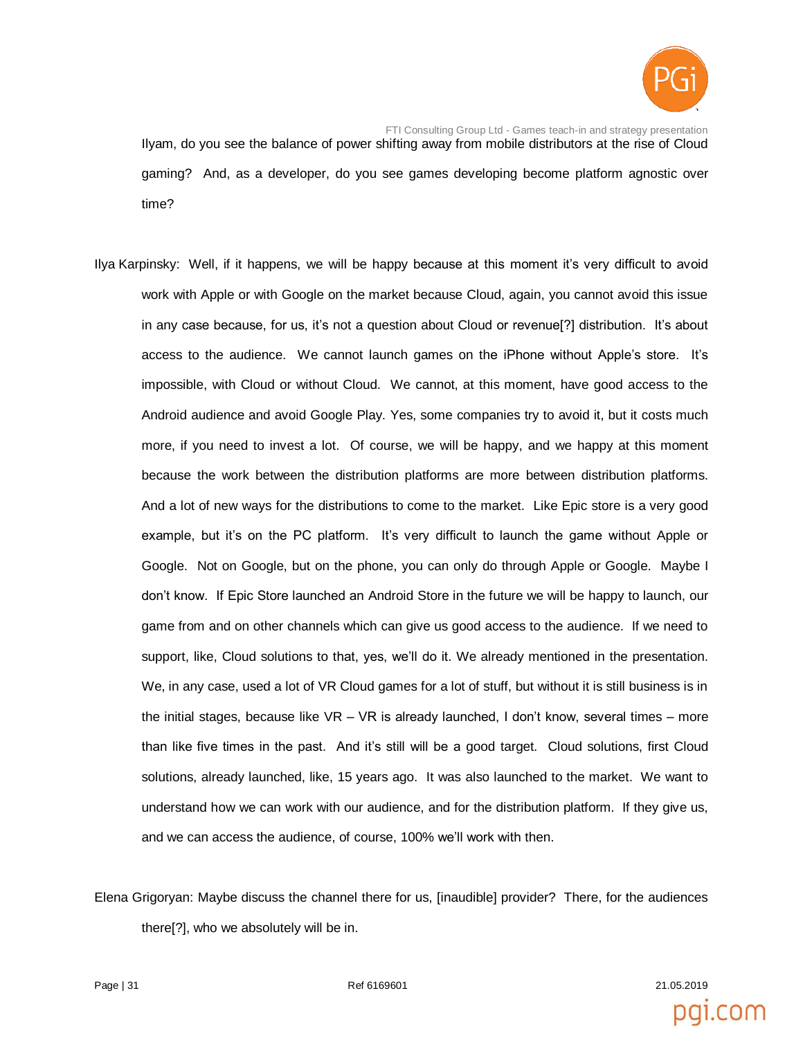Ilyam, do you see the balance of power shifting away from mobile distributors at the rise of Cloud gaming? And, as a developer, do you see games developing become platform agnostic over time?

Ilya Karpinsky: Well, if it happens, we will be happy because at this moment it's very difficult to avoid work with Apple or with Google on the market because Cloud, again, you cannot avoid this issue in any case because, for us, it's not a question about Cloud or revenue[?] distribution. It's about access to the audience. We cannot launch games on the iPhone without Apple's store. It's impossible, with Cloud or without Cloud. We cannot, at this moment, have good access to the Android audience and avoid Google Play. Yes, some companies try to avoid it, but it costs much more, if you need to invest a lot. Of course, we will be happy, and we happy at this moment because the work between the distribution platforms are more between distribution platforms. And a lot of new ways for the distributions to come to the market. Like Epic store is a very good example, but it's on the PC platform. It's very difficult to launch the game without Apple or Google. Not on Google, but on the phone, you can only do through Apple or Google. Maybe I don't know. If Epic Store launched an Android Store in the future we will be happy to launch, our game from and on other channels which can give us good access to the audience. If we need to support, like, Cloud solutions to that, yes, we'll do it. We already mentioned in the presentation. We, in any case, used a lot of VR Cloud games for a lot of stuff, but without it is still business is in the initial stages, because like VR – VR is already launched, I don't know, several times – more than like five times in the past. And it's still will be a good target. Cloud solutions, first Cloud solutions, already launched, like, 15 years ago. It was also launched to the market. We want to understand how we can work with our audience, and for the distribution platform. If they give us, and we can access the audience, of course, 100% we'll work with then.

Elena Grigoryan: Maybe discuss the channel there for us, [inaudible] provider? There, for the audiences there[?], who we absolutely will be in.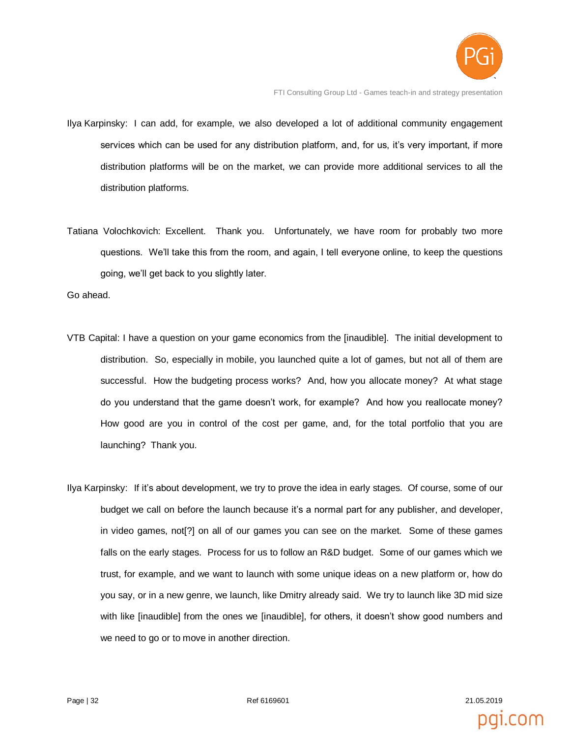Ilya Karpinsky: I can add, for example, we also developed a lot of additional community engagement services which can be used for any distribution platform, and, for us, it's very important, if more distribution platforms will be on the market, we can provide more additional services to all the distribution platforms.

Tatiana Volochkovich: Excellent. Thank you. Unfortunately, we have room for probably two more questions. We'll take this from the room, and again, I tell everyone online, to keep the questions going, we'll get back to you slightly later.

Go ahead.

VTB Capital: I have a question on your game economics from the [inaudible]. The initial development to distribution. So, especially in mobile, you launched quite a lot of games, but not all of them are successful. How the budgeting process works? And, how you allocate money? At what stage do you understand that the game doesn't work, for example? And how you reallocate money? How good are you in control of the cost per game, and, for the total portfolio that you are launching? Thank you.

Ilya Karpinsky: If it's about development, we try to prove the idea in early stages. Of course, some of our budget we call on before the launch because it's a normal part for any publisher, and developer, in video games, not[?] on all of our games you can see on the market. Some of these games falls on the early stages. Process for us to follow an R&D budget. Some of our games which we trust, for example, and we want to launch with some unique ideas on a new platform or, how do you say, or in a new genre, we launch, like Dmitry already said. We try to launch like 3D mid size with like [inaudible] from the ones we [inaudible], for others, it doesn't show good numbers and we need to go or to move in another direction.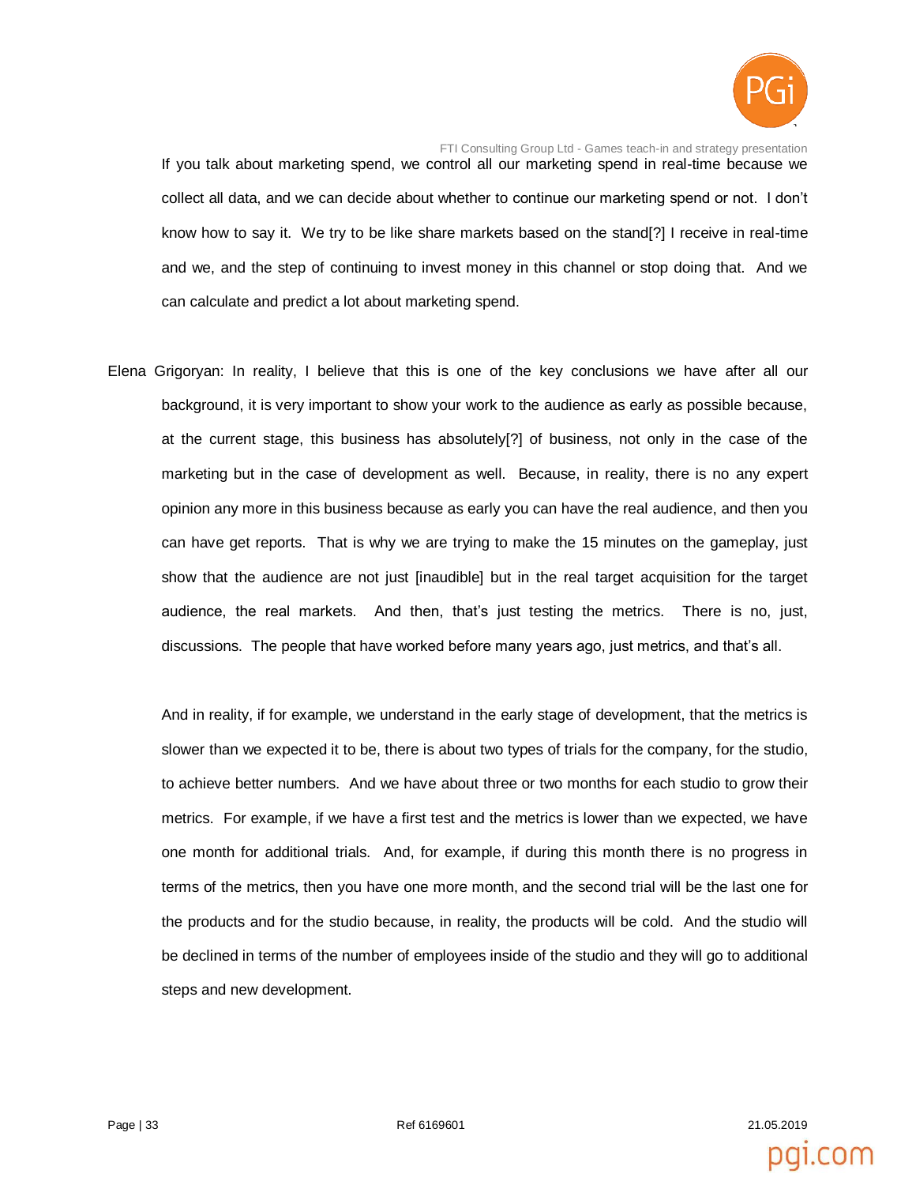If you talk about marketing spend, we control all our marketing spend in real-time because we collect all data, and we can decide about whether to continue our marketing spend or not. I don't know how to say it. We try to be like share markets based on the stand[?] I receive in real-time and we, and the step of continuing to invest money in this channel or stop doing that. And we can calculate and predict a lot about marketing spend.

Elena Grigoryan: In reality, I believe that this is one of the key conclusions we have after all our background, it is very important to show your work to the audience as early as possible because, at the current stage, this business has absolutely[?] of business, not only in the case of the marketing but in the case of development as well. Because, in reality, there is no any expert opinion any more in this business because as early you can have the real audience, and then you can have get reports. That is why we are trying to make the 15 minutes on the gameplay, just show that the audience are not just [inaudible] but in the real target acquisition for the target audience, the real markets. And then, that's just testing the metrics. There is no, just, discussions. The people that have worked before many years ago, just metrics, and that's all.

And in reality, if for example, we understand in the early stage of development, that the metrics is slower than we expected it to be, there is about two types of trials for the company, for the studio, to achieve better numbers. And we have about three or two months for each studio to grow their metrics. For example, if we have a first test and the metrics is lower than we expected, we have one month for additional trials. And, for example, if during this month there is no progress in terms of the metrics, then you have one more month, and the second trial will be the last one for the products and for the studio because, in reality, the products will be cold. And the studio will be declined in terms of the number of employees inside of the studio and they will go to additional steps and new development.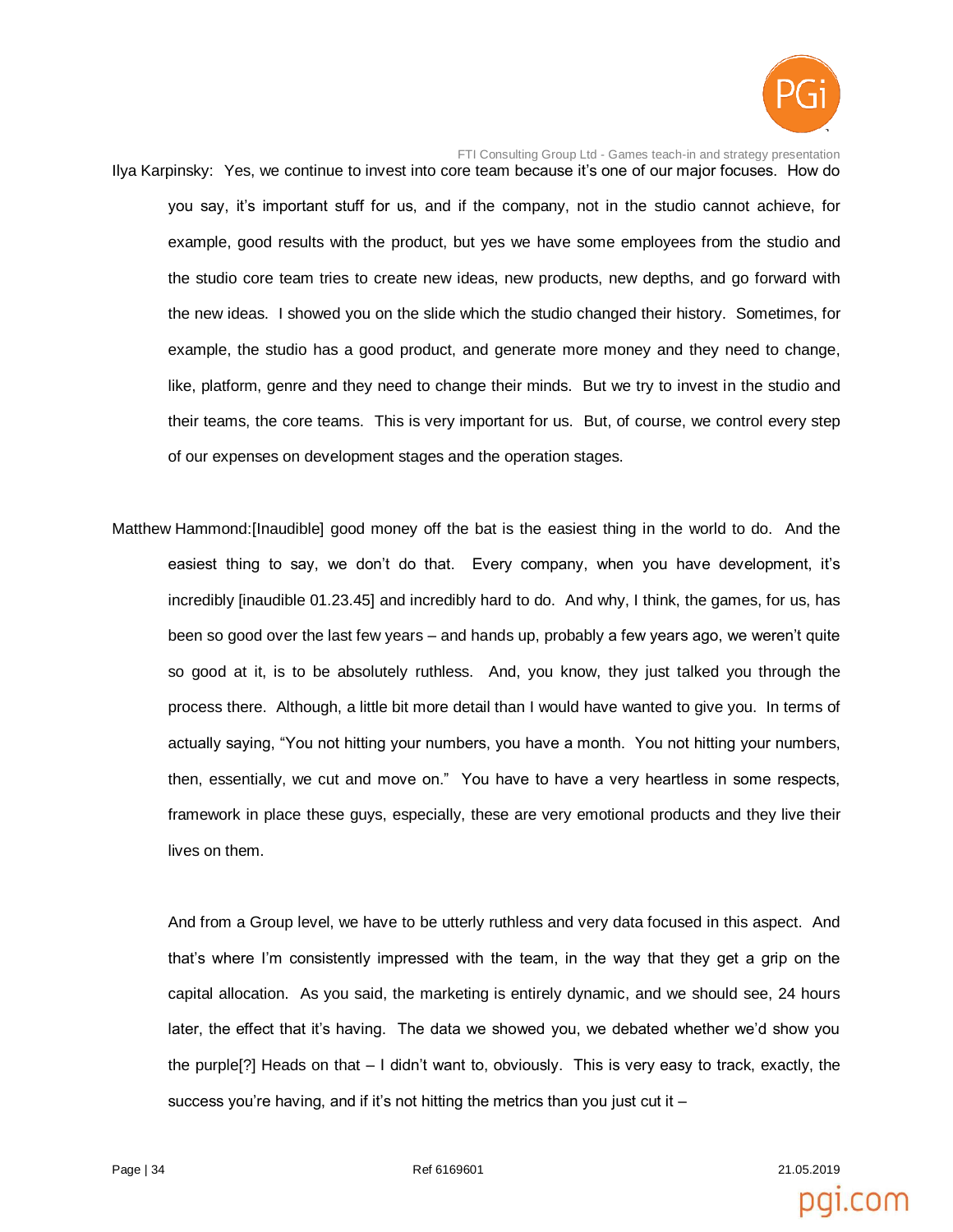Ilya Karpinsky: Yes, we continue to invest into core team because it's one of our major focuses. How do you say, it's important stuff for us, and if the company, not in the studio cannot achieve, for example, good results with the product, but yes we have some employees from the studio and the studio core team tries to create new ideas, new products, new depths, and go forward with the new ideas. I showed you on the slide which the studio changed their history. Sometimes, for example, the studio has a good product, and generate more money and they need to change, like, platform, genre and they need to change their minds. But we try to invest in the studio and their teams, the core teams. This is very important for us. But, of course, we control every step of our expenses on development stages and the operation stages.

Matthew Hammond: [Inaudible] good money off the bat is the easiest thing in the world to do. And the easiest thing to say, we don't do that. Every company, when you have development, it's incredibly [inaudible 01.23.45] and incredibly hard to do. And why, I think, the games, for us, has been so good over the last few years – and hands up, probably a few years ago, we weren't quite so good at it, is to be absolutely ruthless. And, you know, they just talked you through the process there. Although, a little bit more detail than I would have wanted to give you. In terms of actually saying, "You not hitting your numbers, you have a month. You not hitting your numbers, then, essentially, we cut and move on." You have to have a very heartless in some respects, framework in place these guys, especially, these are very emotional products and they live their lives on them.

And from a Group level, we have to be utterly ruthless and very data focused in this aspect. And that's where I'm consistently impressed with the team, in the way that they get a grip on the capital allocation. As you said, the marketing is entirely dynamic, and we should see, 24 hours later, the effect that it's having. The data we showed you, we debated whether we'd show you the purple[?] Heads on that – I didn't want to, obviously. This is very easy to track, exactly, the success you're having, and if it's not hitting the metrics than you just cut it –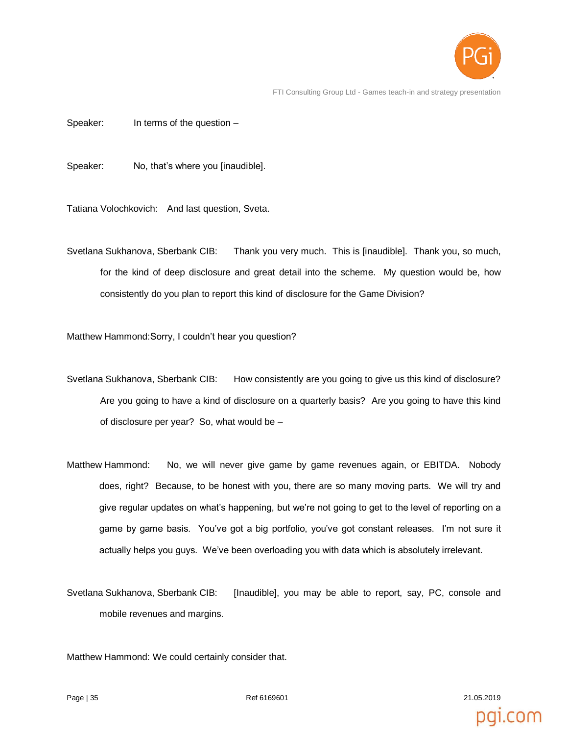Speaker: In terms of the question –

Speaker: No, that's where you [inaudible].

Tatiana Volochkovich: And last question, Sveta.

Svetlana Sukhanova, Sberbank CIB: Thank you very much. This is [inaudible]. Thank you, so much, for the kind of deep disclosure and great detail into the scheme. My question would be, how consistently do you plan to report this kind of disclosure for the Game Division?

Matthew Hammond: Sorry, I couldn't hear you question?

Svetlana Sukhanova, Sberbank CIB: How consistently are you going to give us this kind of disclosure? Are you going to have a kind of disclosure on a quarterly basis? Are you going to have this kind of disclosure per year? So, what would be –

Matthew Hammond: No, we will never give game by game revenues again, or EBITDA. Nobody does, right? Because, to be honest with you, there are so many moving parts. We will try and give regular updates on what's happening, but we're not going to get to the level of reporting on a game by game basis. You've got a big portfolio, you've got constant releases. I'm not sure it actually helps you guys. We've been overloading you with data which is absolutely irrelevant.

Svetlana Sukhanova, Sberbank CIB: [Inaudible], you may be able to report, say, PC, console and mobile revenues and margins.

Matthew Hammond: We could certainly consider that.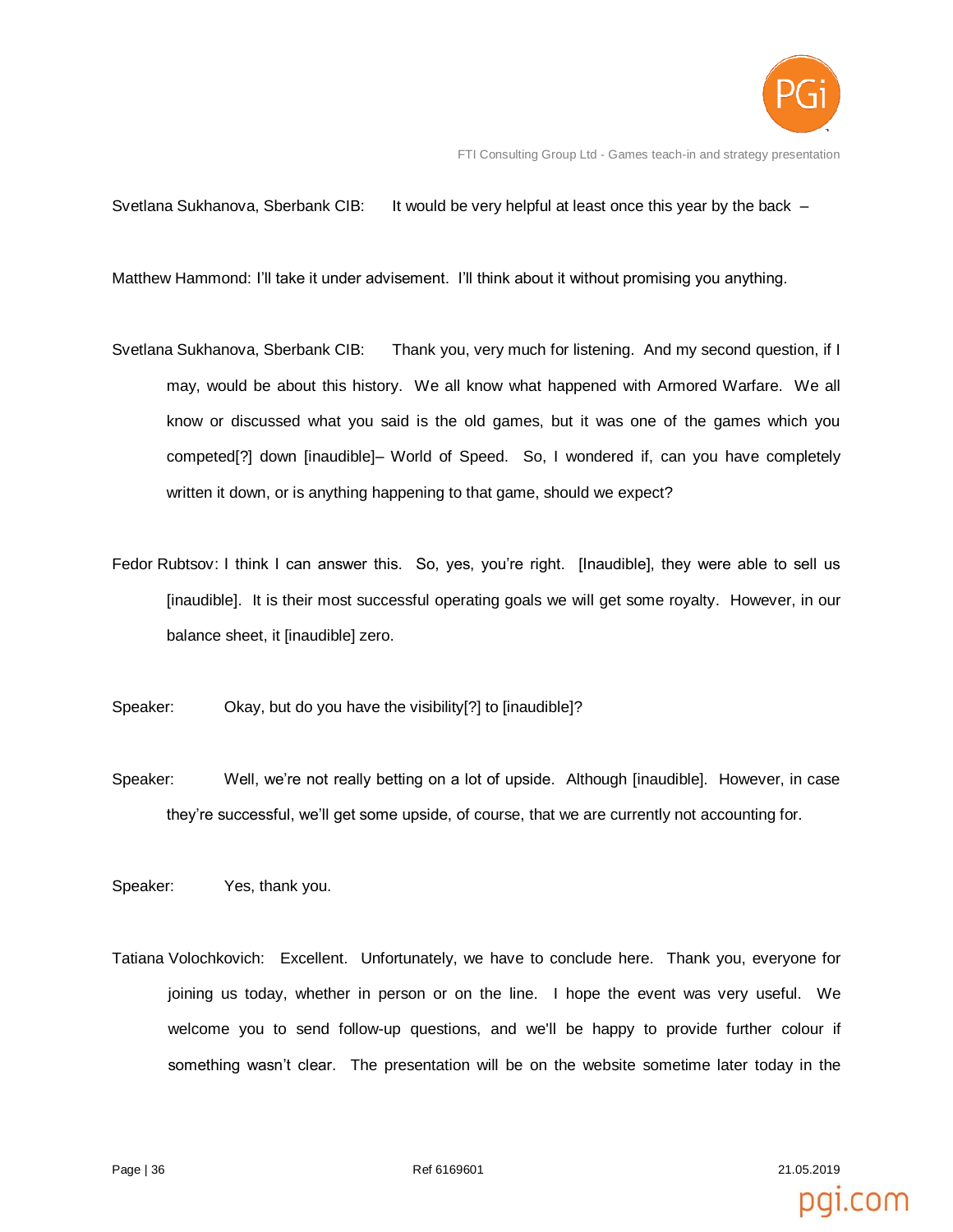Svetlana Sukhanova, Sberbank CIB: It would be very helpful at least once this year by the back –

Matthew Hammond: I'll take it under advisement. I'll think about it without promising you anything.

Svetlana Sukhanova, Sberbank CIB: Thank you, very much for listening. And my second question, if I may, would be about this history. We all know what happened with Armored Warfare. We all know or discussed what you said is the old games, but it was one of the games which you competed[?] down [inaudible]– World of Speed. So, I wondered if, can you have completely written it down, or is anything happening to that game, should we expect?

Fedor Rubtsov: I think I can answer this. So, yes, you're right. [Inaudible], they were able to sell us [inaudible]. It is their most successful operating goals we will get some royalty. However, in our balance sheet, it [inaudible] zero.

Speaker: Okay, but do you have the visibility[?] to [inaudible]?

Speaker: Well, we're not really betting on a lot of upside. Although [inaudible]. However, in case they're successful, we'll get some upside, of course, that we are currently not accounting for.

Speaker: Yes, thank you.

Tatiana Volochkovich: Excellent. Unfortunately, we have to conclude here. Thank you, everyone for joining us today, whether in person or on the line. I hope the event was very useful. We welcome you to send follow-up questions, and we'll be happy to provide further colour if something wasn't clear. The presentation will be on the website sometime later today in the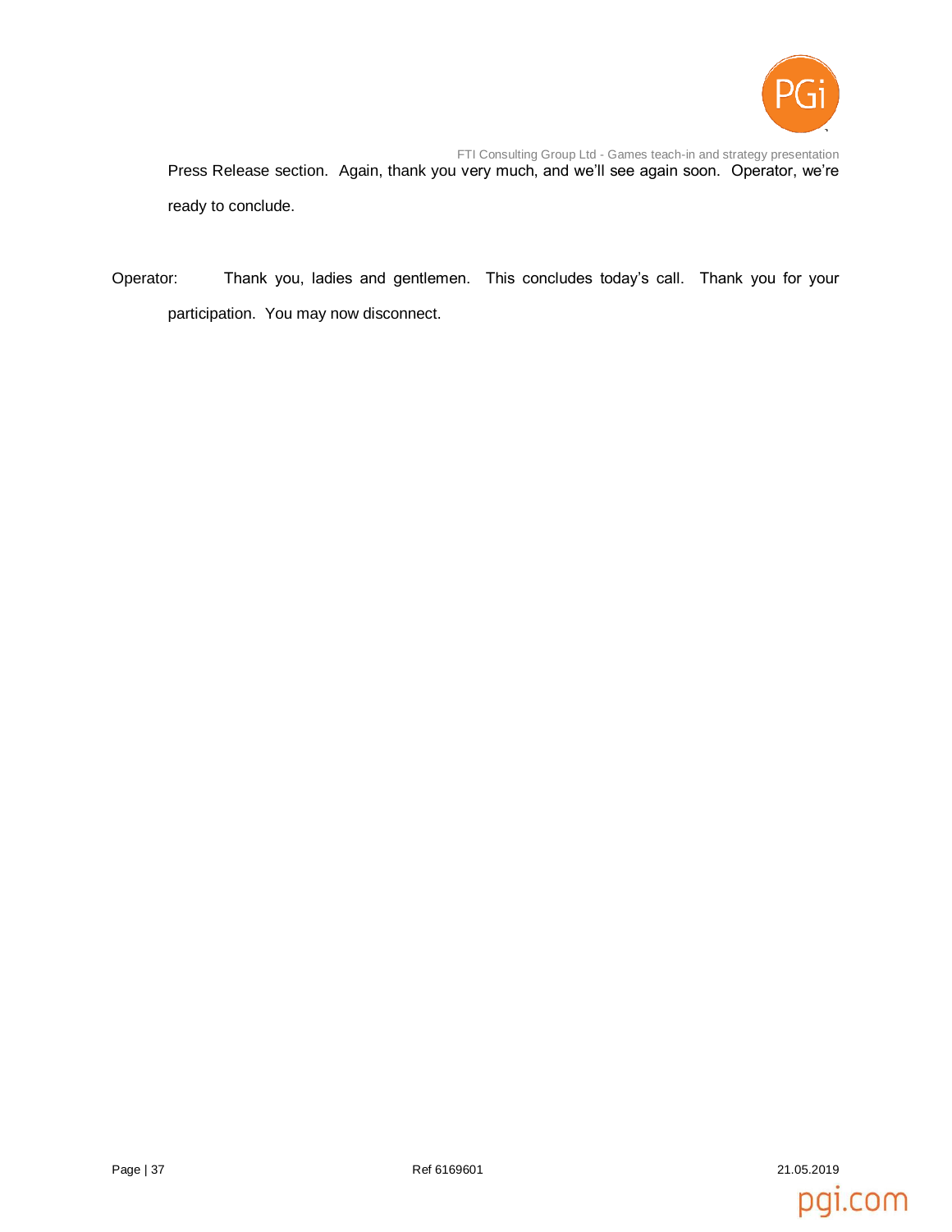Press Release section. Again, thank you very much, and we'll see again soon. Operator, we're ready to conclude.

Operator: Thank you, ladies and gentlemen. This concludes today's call. Thank you for your participation. You may now disconnect.